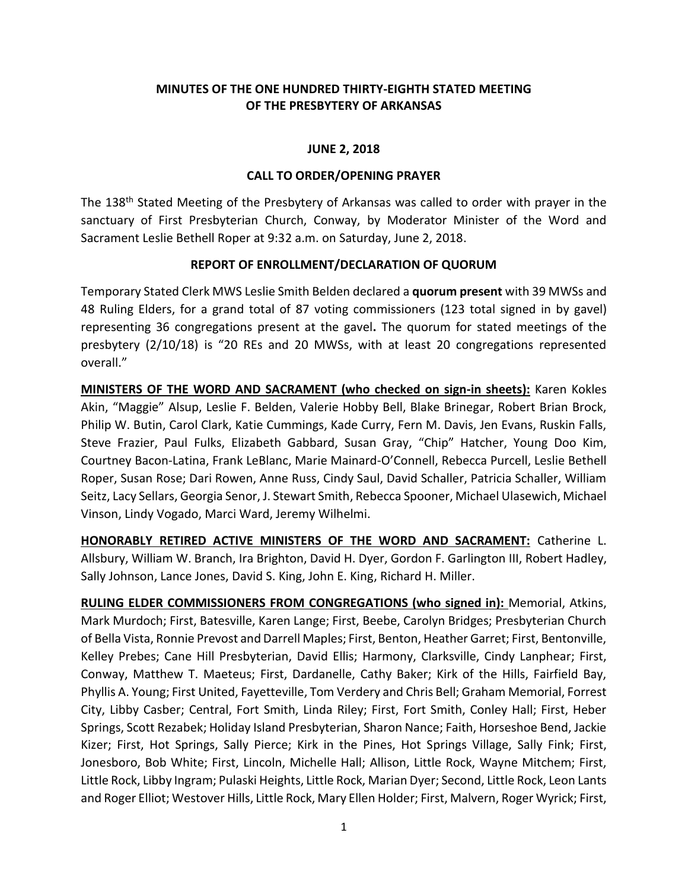# MINUTES OF THE ONE HUNDRED THIRTY-EIGHTH STATED MEETING OF THE PRESBYTERY OF ARKANSAS

## JUNE 2, 2018

## CALL TO ORDER/OPENING PRAYER

The 138th Stated Meeting of the Presbytery of Arkansas was called to order with prayer in the sanctuary of First Presbyterian Church, Conway, by Moderator Minister of the Word and Sacrament Leslie Bethell Roper at 9:32 a.m. on Saturday, June 2, 2018.

## REPORT OF ENROLLMENT/DECLARATION OF QUORUM

Temporary Stated Clerk MWS Leslie Smith Belden declared a **quorum present** with 39 MWSs and 48 Ruling Elders, for a grand total of 87 voting commissioners (123 total signed in by gavel) representing 36 congregations present at the gavel**.** The quorum for stated meetings of the presbytery (2/10/18) is "20 REs and 20 MWSs, with at least 20 congregations represented overall."

**MINISTERS OF THE WORD AND SACRAMENT (who checked on sign-in sheets):** Karen Kokles Akin, "Maggie" Alsup, Leslie F. Belden, Valerie Hobby Bell, Blake Brinegar, Robert Brian Brock, Philip W. Butin, Carol Clark, Katie Cummings, Kade Curry, Fern M. Davis, Jen Evans, Ruskin Falls, Steve Frazier, Paul Fulks, Elizabeth Gabbard, Susan Gray, "Chip" Hatcher, Young Doo Kim, Courtney Bacon-Latina, Frank LeBlanc, Marie Mainard-O'Connell, Rebecca Purcell, Leslie Bethell Roper, Susan Rose; Dari Rowen, Anne Russ, Cindy Saul, David Schaller, Patricia Schaller, William Seitz, Lacy Sellars, Georgia Senor, J. Stewart Smith, Rebecca Spooner, Michael Ulasewich, Michael Vinson, Lindy Vogado, Marci Ward, Jeremy Wilhelmi.

**HONORABLY RETIRED ACTIVE MINISTERS OF THE WORD AND SACRAMENT:** Catherine L. Allsbury, William W. Branch, Ira Brighton, David H. Dyer, Gordon F. Garlington III, Robert Hadley, Sally Johnson, Lance Jones, David S. King, John E. King, Richard H. Miller.

**RULING ELDER COMMISSIONERS FROM CONGREGATIONS (who signed in):** Memorial, Atkins, Mark Murdoch; First, Batesville, Karen Lange; First, Beebe, Carolyn Bridges; Presbyterian Church of Bella Vista, Ronnie Prevost and Darrell Maples; First, Benton, Heather Garret; First, Bentonville, Kelley Prebes; Cane Hill Presbyterian, David Ellis; Harmony, Clarksville, Cindy Lanphear; First, Conway, Matthew T. Maeteus; First, Dardanelle, Cathy Baker; Kirk of the Hills, Fairfield Bay, Phyllis A. Young; First United, Fayetteville, Tom Verdery and Chris Bell; Graham Memorial, Forrest City, Libby Casber; Central, Fort Smith, Linda Riley; First, Fort Smith, Conley Hall; First, Heber Springs, Scott Rezabek; Holiday Island Presbyterian, Sharon Nance; Faith, Horseshoe Bend, Jackie Kizer; First, Hot Springs, Sally Pierce; Kirk in the Pines, Hot Springs Village, Sally Fink; First, Jonesboro, Bob White; First, Lincoln, Michelle Hall; Allison, Little Rock, Wayne Mitchem; First, Little Rock, Libby Ingram; Pulaski Heights, Little Rock, Marian Dyer; Second, Little Rock, Leon Lants and Roger Elliot; Westover Hills, Little Rock, Mary Ellen Holder; First, Malvern, Roger Wyrick; First,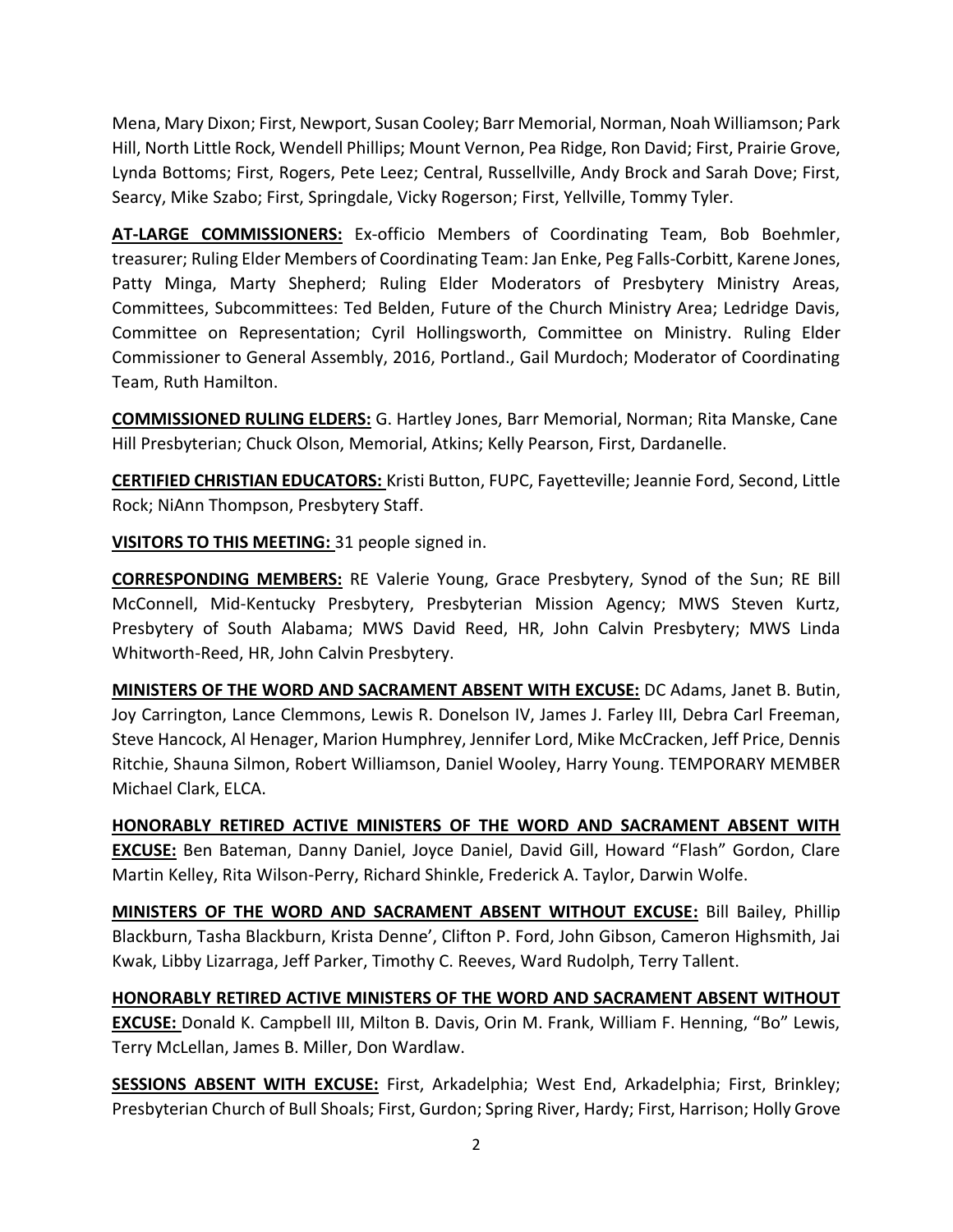Mena, Mary Dixon; First, Newport, Susan Cooley; Barr Memorial, Norman, Noah Williamson; Park Hill, North Little Rock, Wendell Phillips; Mount Vernon, Pea Ridge, Ron David; First, Prairie Grove, Lynda Bottoms; First, Rogers, Pete Leez; Central, Russellville, Andy Brock and Sarah Dove; First, Searcy, Mike Szabo; First, Springdale, Vicky Rogerson; First, Yellville, Tommy Tyler.

**AT-LARGE COMMISSIONERS:** Ex-officio Members of Coordinating Team, Bob Boehmler, treasurer; Ruling Elder Members of Coordinating Team: Jan Enke, Peg Falls-Corbitt, Karene Jones, Patty Minga, Marty Shepherd; Ruling Elder Moderators of Presbytery Ministry Areas, Committees, Subcommittees: Ted Belden, Future of the Church Ministry Area; Ledridge Davis, Committee on Representation; Cyril Hollingsworth, Committee on Ministry. Ruling Elder Commissioner to General Assembly, 2016, Portland., Gail Murdoch; Moderator of Coordinating Team, Ruth Hamilton.

**COMMISSIONED RULING ELDERS:** G. Hartley Jones, Barr Memorial, Norman; Rita Manske, Cane Hill Presbyterian; Chuck Olson, Memorial, Atkins; Kelly Pearson, First, Dardanelle.

**CERTIFIED CHRISTIAN EDUCATORS:** Kristi Button, FUPC, Fayetteville; Jeannie Ford, Second, Little Rock; NiAnn Thompson, Presbytery Staff.

**VISITORS TO THIS MEETING:** 31 people signed in.

**CORRESPONDING MEMBERS:** RE Valerie Young, Grace Presbytery, Synod of the Sun; RE Bill McConnell, Mid-Kentucky Presbytery, Presbyterian Mission Agency; MWS Steven Kurtz, Presbytery of South Alabama; MWS David Reed, HR, John Calvin Presbytery; MWS Linda Whitworth-Reed, HR, John Calvin Presbytery.

**MINISTERS OF THE WORD AND SACRAMENT ABSENT WITH EXCUSE:** DC Adams, Janet B. Butin, Joy Carrington, Lance Clemmons, Lewis R. Donelson IV, James J. Farley III, Debra Carl Freeman, Steve Hancock, Al Henager, Marion Humphrey, Jennifer Lord, Mike McCracken, Jeff Price, Dennis Ritchie, Shauna Silmon, Robert Williamson, Daniel Wooley, Harry Young. TEMPORARY MEMBER Michael Clark, ELCA.

**HONORABLY RETIRED ACTIVE MINISTERS OF THE WORD AND SACRAMENT ABSENT WITH EXCUSE:** Ben Bateman, Danny Daniel, Joyce Daniel, David Gill, Howard "Flash" Gordon, Clare Martin Kelley, Rita Wilson-Perry, Richard Shinkle, Frederick A. Taylor, Darwin Wolfe.

**MINISTERS OF THE WORD AND SACRAMENT ABSENT WITHOUT EXCUSE:** Bill Bailey, Phillip Blackburn, Tasha Blackburn, Krista Denne', Clifton P. Ford, John Gibson, Cameron Highsmith, Jai Kwak, Libby Lizarraga, Jeff Parker, Timothy C. Reeves, Ward Rudolph, Terry Tallent.

**HONORABLY RETIRED ACTIVE MINISTERS OF THE WORD AND SACRAMENT ABSENT WITHOUT EXCUSE:** Donald K. Campbell III, Milton B. Davis, Orin M. Frank, William F. Henning, "Bo" Lewis, Terry McLellan, James B. Miller, Don Wardlaw.

**SESSIONS ABSENT WITH EXCUSE:** First, Arkadelphia; West End, Arkadelphia; First, Brinkley; Presbyterian Church of Bull Shoals; First, Gurdon; Spring River, Hardy; First, Harrison; Holly Grove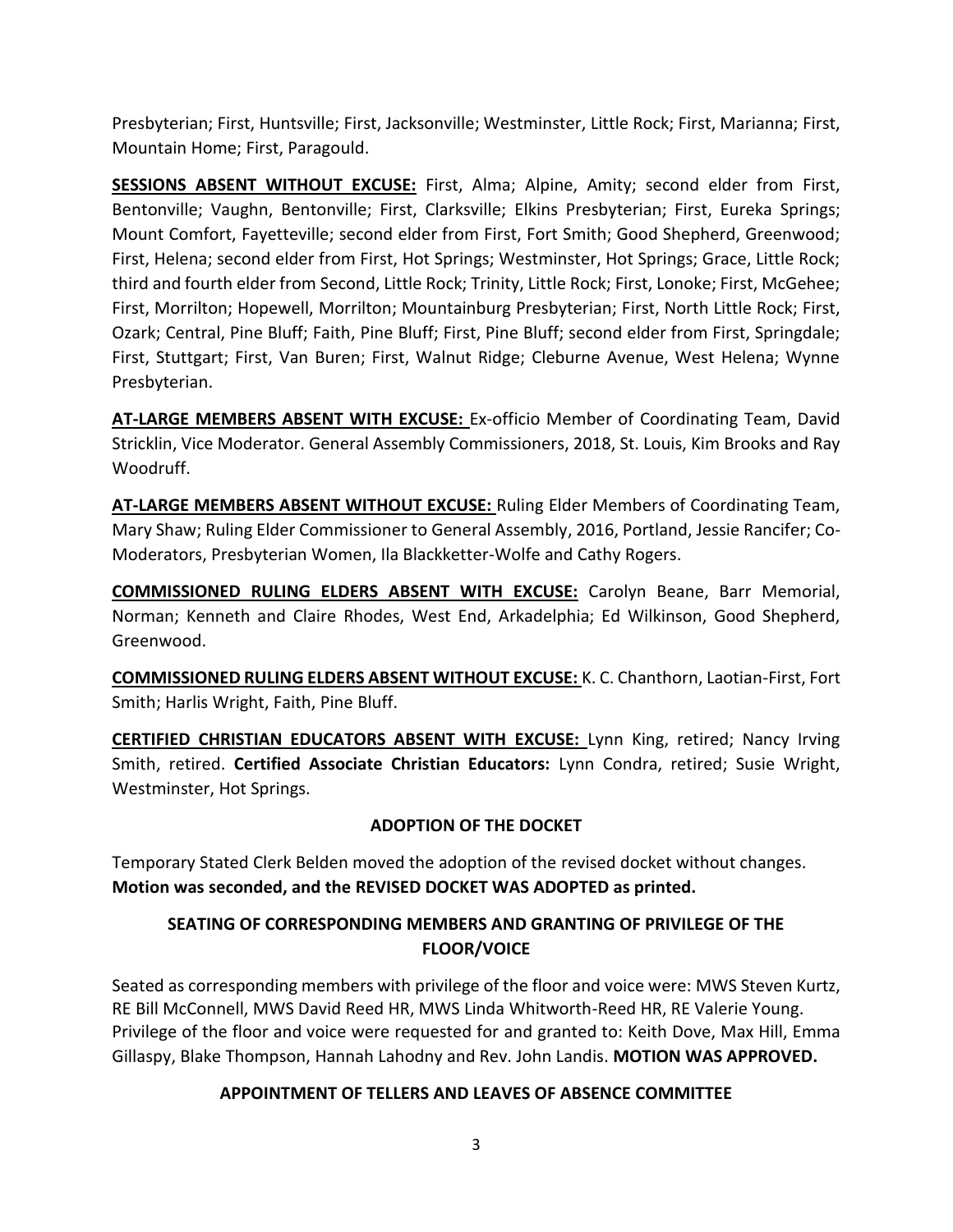Presbyterian; First, Huntsville; First, Jacksonville; Westminster, Little Rock; First, Marianna; First, Mountain Home; First, Paragould.

**SESSIONS ABSENT WITHOUT EXCUSE:** First, Alma; Alpine, Amity; second elder from First, Bentonville; Vaughn, Bentonville; First, Clarksville; Elkins Presbyterian; First, Eureka Springs; Mount Comfort, Fayetteville; second elder from First, Fort Smith; Good Shepherd, Greenwood; First, Helena; second elder from First, Hot Springs; Westminster, Hot Springs; Grace, Little Rock; third and fourth elder from Second, Little Rock; Trinity, Little Rock; First, Lonoke; First, McGehee; First, Morrilton; Hopewell, Morrilton; Mountainburg Presbyterian; First, North Little Rock; First, Ozark; Central, Pine Bluff; Faith, Pine Bluff; First, Pine Bluff; second elder from First, Springdale; First, Stuttgart; First, Van Buren; First, Walnut Ridge; Cleburne Avenue, West Helena; Wynne Presbyterian.

**AT-LARGE MEMBERS ABSENT WITH EXCUSE:** Ex-officio Member of Coordinating Team, David Stricklin, Vice Moderator. General Assembly Commissioners, 2018, St. Louis, Kim Brooks and Ray Woodruff.

**AT-LARGE MEMBERS ABSENT WITHOUT EXCUSE:** Ruling Elder Members of Coordinating Team, Mary Shaw; Ruling Elder Commissioner to General Assembly, 2016, Portland, Jessie Rancifer; Co-Moderators, Presbyterian Women, Ila Blackketter-Wolfe and Cathy Rogers.

**COMMISSIONED RULING ELDERS ABSENT WITH EXCUSE:** Carolyn Beane, Barr Memorial, Norman; Kenneth and Claire Rhodes, West End, Arkadelphia; Ed Wilkinson, Good Shepherd, Greenwood.

**COMMISSIONED RULING ELDERS ABSENT WITHOUT EXCUSE:** K. C. Chanthorn, Laotian-First, Fort Smith; Harlis Wright, Faith, Pine Bluff.

**CERTIFIED CHRISTIAN EDUCATORS ABSENT WITH EXCUSE:** Lynn King, retired; Nancy Irving Smith, retired. **Certified Associate Christian Educators:** Lynn Condra, retired; Susie Wright, Westminster, Hot Springs.

## ADOPTION OF THE DOCKET

Temporary Stated Clerk Belden moved the adoption of the revised docket without changes. **Motion was seconded, and the REVISED DOCKET WAS ADOPTED as printed.**

## SEATING OF CORRESPONDING MEMBERS AND GRANTING OF PRIVILEGE OF THE FLOOR/VOICE

Seated as corresponding members with privilege of the floor and voice were: MWS Steven Kurtz, RE Bill McConnell, MWS David Reed HR, MWS Linda Whitworth-Reed HR, RE Valerie Young. Privilege of the floor and voice were requested for and granted to: Keith Dove, Max Hill, Emma Gillaspy, Blake Thompson, Hannah Lahodny and Rev. John Landis. **MOTION WAS APPROVED.**

## APPOINTMENT OF TELLERS AND LEAVES OF ABSENCE COMMITTEE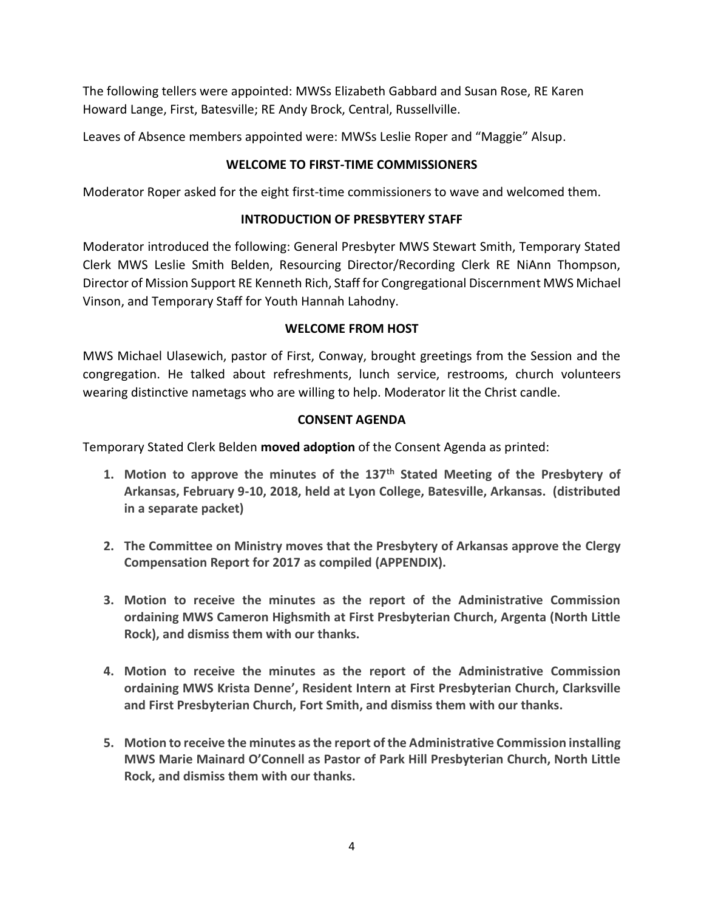The following tellers were appointed: MWSs Elizabeth Gabbard and Susan Rose, RE Karen Howard Lange, First, Batesville; RE Andy Brock, Central, Russellville.

Leaves of Absence members appointed were: MWSs Leslie Roper and "Maggie" Alsup.

## WELCOME TO FIRST-TIME COMMISSIONERS

Moderator Roper asked for the eight first-time commissioners to wave and welcomed them.

## INTRODUCTION OF PRESBYTERY STAFF

Moderator introduced the following: General Presbyter MWS Stewart Smith, Temporary Stated Clerk MWS Leslie Smith Belden, Resourcing Director/Recording Clerk RE NiAnn Thompson, Director of Mission Support RE Kenneth Rich, Staff for Congregational Discernment MWS Michael Vinson, and Temporary Staff for Youth Hannah Lahodny.

## WELCOME FROM HOST

MWS Michael Ulasewich, pastor of First, Conway, brought greetings from the Session and the congregation. He talked about refreshments, lunch service, restrooms, church volunteers wearing distinctive nametags who are willing to help. Moderator lit the Christ candle.

## CONSENT AGENDA

Temporary Stated Clerk Belden **moved adoption** of the Consent Agenda as printed:

1. **Motion to approve the minutes of the 137th Stated Meeting of the Presbytery of Arkansas, February 9-10, 2018, held at Lyon College, Batesville, Arkansas. (distributed in a separate packet)**

2. **The Committee on Ministry moves that the Presbytery of Arkansas approve the Clergy Compensation Report for 2017 as compiled (APPENDIX).**

3. **Motion to receive the minutes as the report of the Administrative Commission ordaining MWS Cameron Highsmith at First Presbyterian Church, Argenta (North Little Rock), and dismiss them with our thanks.**

4. **Motion to receive the minutes as the report of the Administrative Commission ordaining MWS Krista Denne', Resident Intern at First Presbyterian Church, Clarksville and First Presbyterian Church, Fort Smith, and dismiss them with our thanks.**

5. **Motion to receive the minutes as the report of the Administrative Commission installing MWS Marie Mainard O'Connell as Pastor of Park Hill Presbyterian Church, North Little Rock, and dismiss them with our thanks.**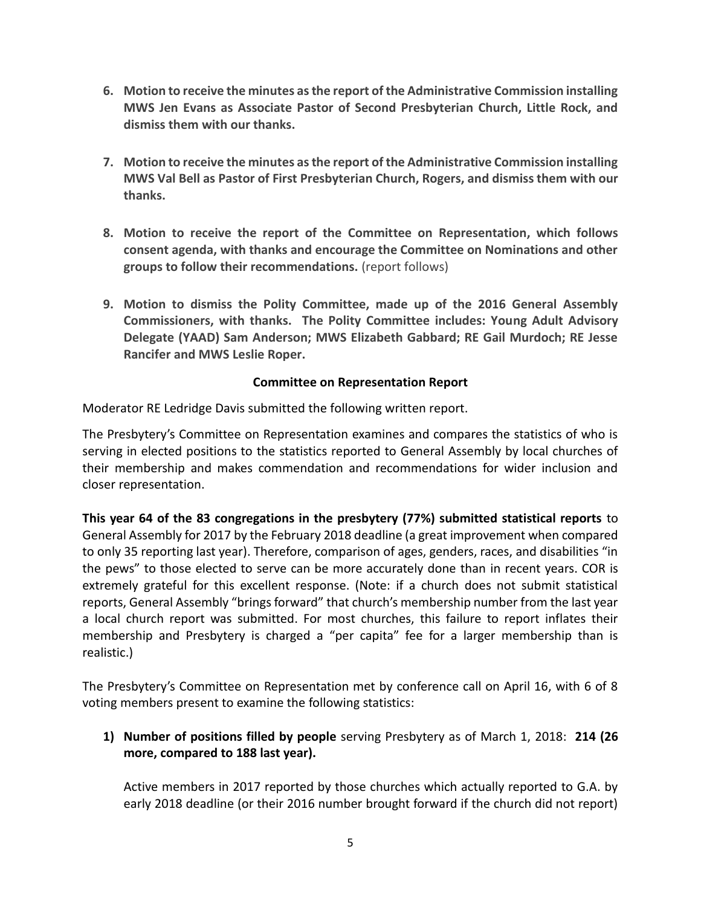6. **Motion to receive the minutes as the report of the Administrative Commission installing MWS Jen Evans as Associate Pastor of Second Presbyterian Church, Little Rock, and dismiss them with our thanks.**

7. **Motion to receive the minutes as the report of the Administrative Commission installing MWS Val Bell as Pastor of First Presbyterian Church, Rogers, and dismiss them with our thanks.**

8. **Motion to receive the report of the Committee on Representation, which follows consent agenda, with thanks and encourage the Committee on Nominations and other groups to follow their recommendations.** (report follows)

9. **Motion to dismiss the Polity Committee, made up of the 2016 General Assembly Commissioners, with thanks. The Polity Committee includes: Young Adult Advisory Delegate (YAAD) Sam Anderson; MWS Elizabeth Gabbard; RE Gail Murdoch; RE Jesse Rancifer and MWS Leslie Roper.**

**Committee on Representation Report**

Moderator RE Ledridge Davis submitted the following written report.

The Presbytery's Committee on Representation examines and compares the statistics of who is serving in elected positions to the statistics reported to General Assembly by local churches of their membership and makes commendation and recommendations for wider inclusion and closer representation.

**This year 64 of the 83 congregations in the presbytery (77%) submitted statistical reports** to General Assembly for 2017 by the February 2018 deadline (a great improvement when compared to only 35 reporting last year). Therefore, comparison of ages, genders, races, and disabilities "in the pews" to those elected to serve can be more accurately done than in recent years. COR is extremely grateful for this excellent response. (Note: if a church does not submit statistical reports, General Assembly "brings forward" that church's membership number from the last year a local church report was submitted. For most churches, this failure to report inflates their membership and Presbytery is charged a "per capita" fee for a larger membership than is realistic.)

The Presbytery's Committee on Representation met by conference call on April 16, with 6 of 8 voting members present to examine the following statistics:

1) **Number of positions filled by people** serving Presbytery as of March 1, 2018: **214 (26 more, compared to 188 last year).**

   Active members in 2017 reported by those churches which actually reported to G.A. by early 2018 deadline (or their 2016 number brought forward if the church did not report)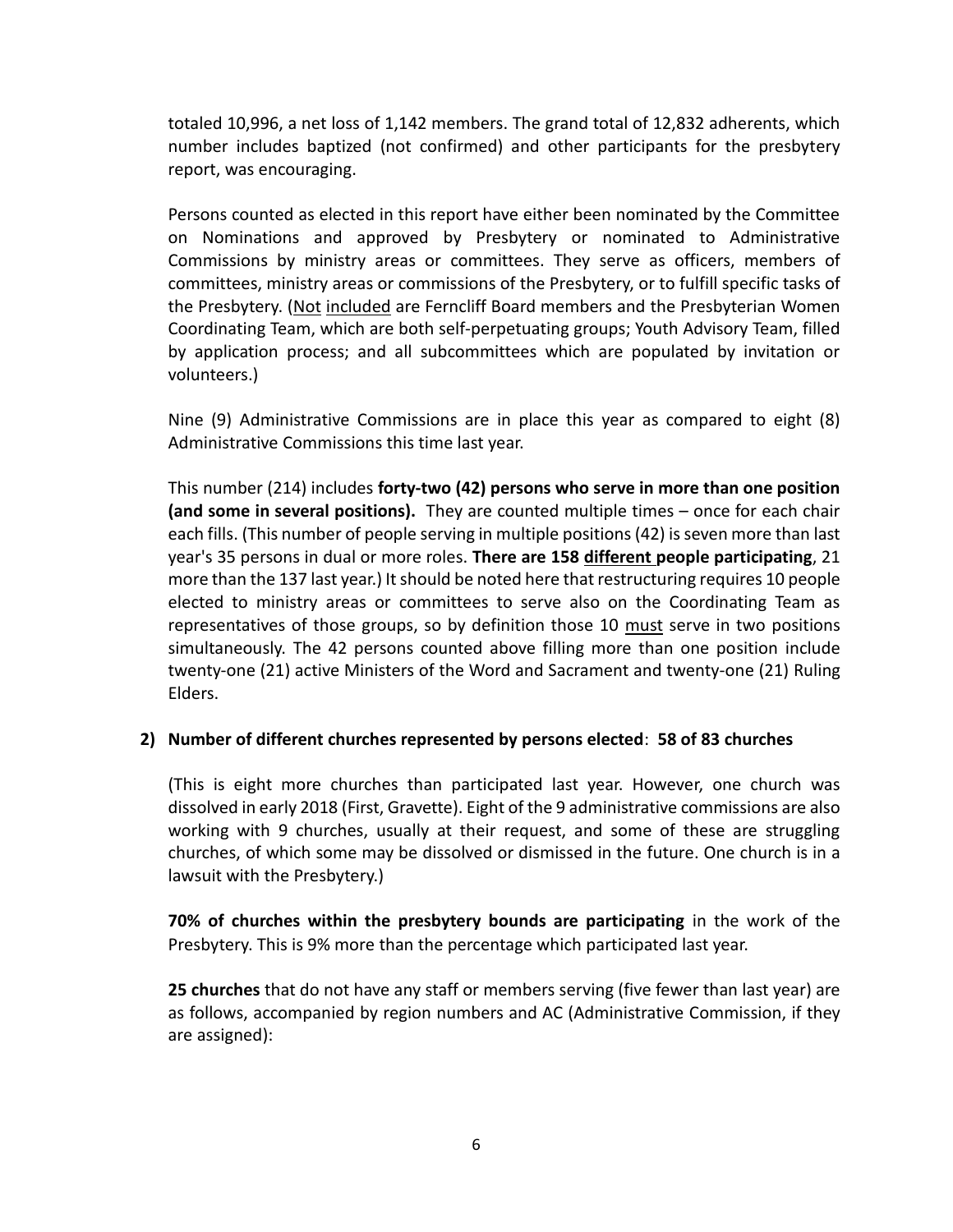totaled 10,996, a net loss of 1,142 members. The grand total of 12,832 adherents, which number includes baptized (not confirmed) and other participants for the presbytery report, was encouraging.

Persons counted as elected in this report have either been nominated by the Committee on Nominations and approved by Presbytery or nominated to Administrative Commissions by ministry areas or committees. They serve as officers, members of committees, ministry areas or commissions of the Presbytery, or to fulfill specific tasks of the Presbytery. (<u>Not</u> <u>included</u> are Ferncliff Board members and the Presbyterian Women Coordinating Team, which are both self-perpetuating groups; Youth Advisory Team, filled by application process; and all subcommittees which are populated by invitation or volunteers.)

Nine (9) Administrative Commissions are in place this year as compared to eight (8) Administrative Commissions this time last year.

This number (214) includes **forty-two (42) persons who serve in more than one position (and some in several positions).** They are counted multiple times – once for each chair each fills. (This number of people serving in multiple positions (42) is seven more than last year's 35 persons in dual or more roles. **There are 158 <u>different</u> people participating**, 21 more than the 137 last year.) It should be noted here that restructuring requires 10 people elected to ministry areas or committees to serve also on the Coordinating Team as representatives of those groups, so by definition those 10 <u>must</u> serve in two positions simultaneously. The 42 persons counted above filling more than one position include twenty-one (21) active Ministers of the Word and Sacrament and twenty-one (21) Ruling Elders.

**2) Number of different churches represented by persons elected**: **58 of 83 churches**

(This is eight more churches than participated last year. However, one church was dissolved in early 2018 (First, Gravette). Eight of the 9 administrative commissions are also working with 9 churches, usually at their request, and some of these are struggling churches, of which some may be dissolved or dismissed in the future. One church is in a lawsuit with the Presbytery.)

**70% of churches within the presbytery bounds are participating** in the work of the Presbytery. This is 9% more than the percentage which participated last year.

**25 churches** that do not have any staff or members serving (five fewer than last year) are as follows, accompanied by region numbers and AC (Administrative Commission, if they are assigned):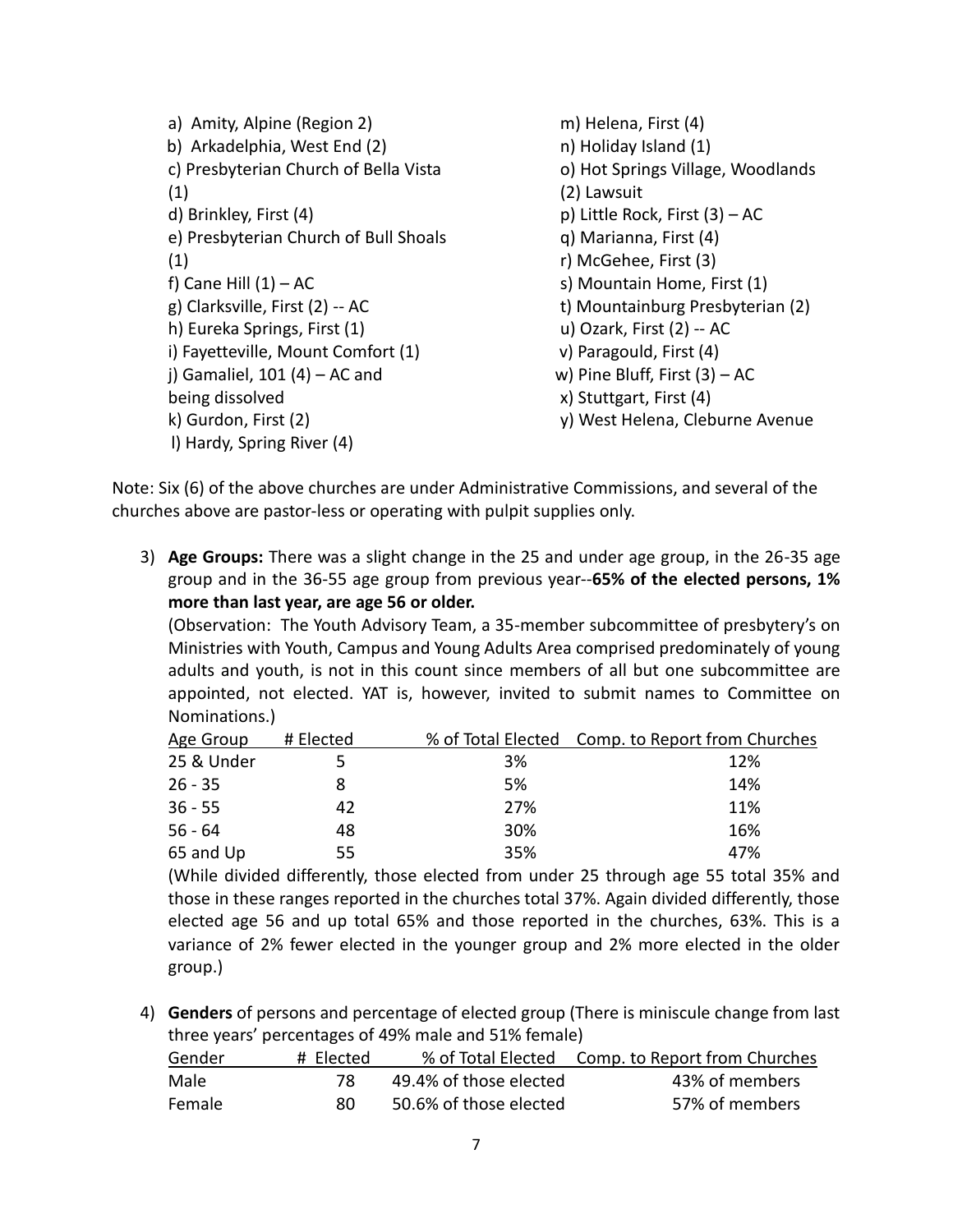a) Amity, Alpine (Region 2)
b) Arkadelphia, West End (2)
c) Presbyterian Church of Bella Vista (1)
d) Brinkley, First (4)
e) Presbyterian Church of Bull Shoals (1)
f) Cane Hill (1) – AC
g) Clarksville, First (2) -- AC
h) Eureka Springs, First (1)
i) Fayetteville, Mount Comfort (1)
j) Gamaliel, 101 (4) – AC and being dissolved
k) Gurdon, First (2)
l) Hardy, Spring River (4)
m) Helena, First (4)
n) Holiday Island (1)
o) Hot Springs Village, Woodlands (2) Lawsuit
p) Little Rock, First (3) – AC
q) Marianna, First (4)
r) McGehee, First (3)
s) Mountain Home, First (1)
t) Mountainburg Presbyterian (2)
u) Ozark, First (2) -- AC
v) Paragould, First (4)
w) Pine Bluff, First (3) – AC
x) Stuttgart, First (4)
y) West Helena, Cleburne Avenue

Note: Six (6) of the above churches are under Administrative Commissions, and several of the churches above are pastor-less or operating with pulpit supplies only.

3) **Age Groups:** There was a slight change in the 25 and under age group, in the 26-35 age group and in the 36-55 age group from previous year--**65% of the elected persons, 1% more than last year, are age 56 or older.**
(Observation: The Youth Advisory Team, a 35-member subcommittee of presbytery's on Ministries with Youth, Campus and Young Adults Area comprised predominately of young adults and youth, is not in this count since members of all but one subcommittee are appointed, not elected. YAT is, however, invited to submit names to Committee on Nominations.)

| Age Group | # Elected | % of Total Elected | Comp. to Report from Churches |
|---|---|---|---|
| 25 & Under | 5 | 3% | 12% |
| 26 - 35 | 8 | 5% | 14% |
| 36 - 55 | 42 | 27% | 11% |
| 56 - 64 | 48 | 30% | 16% |
| 65 and Up | 55 | 35% | 47% |

(While divided differently, those elected from under 25 through age 55 total 35% and those in these ranges reported in the churches total 37%. Again divided differently, those elected age 56 and up total 65% and those reported in the churches, 63%. This is a variance of 2% fewer elected in the younger group and 2% more elected in the older group.)

4) **Genders** of persons and percentage of elected group (There is miniscule change from last three years' percentages of 49% male and 51% female)

| Gender | # Elected | % of Total Elected | Comp. to Report from Churches |
|---|---|---|---|
| Male | 78 | 49.4% of those elected | 43% of members |
| Female | 80 | 50.6% of those elected | 57% of members |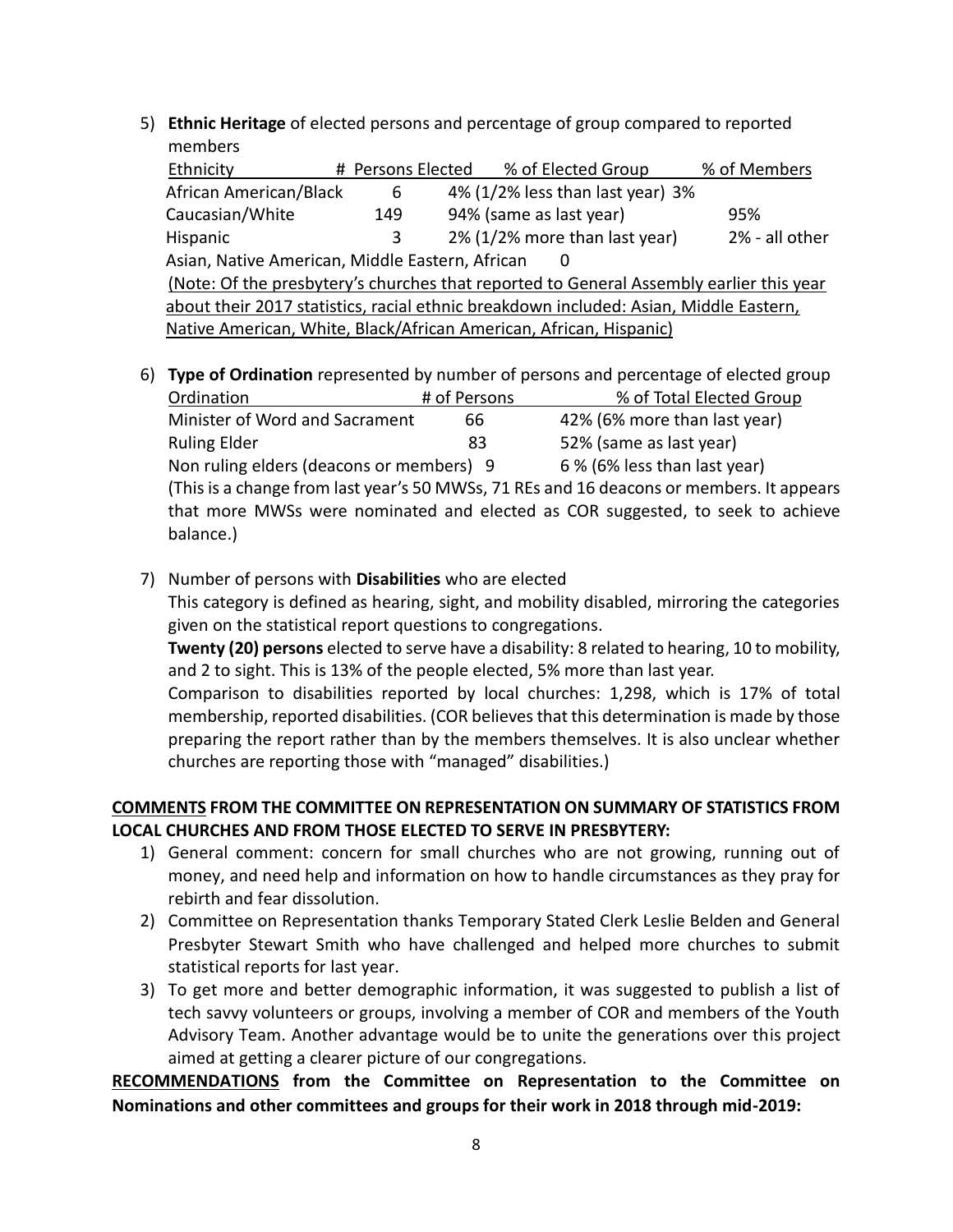5) **Ethnic Heritage** of elected persons and percentage of group compared to reported members

| Ethnicity | # Persons Elected | % of Elected Group | % of Members |
|---|---|---|---|
| African American/Black | 6 | 4% (1/2% less than last year) 3% | |
| Caucasian/White | 149 | 94% (same as last year) | 95% |
| Hispanic | 3 | 2% (1/2% more than last year) | 2% - all other |
| Asian, Native American, Middle Eastern, African | 0 | | |

(Note: Of the presbytery's churches that reported to General Assembly earlier this year about their 2017 statistics, racial ethnic breakdown included: Asian, Middle Eastern, Native American, White, Black/African American, African, Hispanic)

6) **Type of Ordination** represented by number of persons and percentage of elected group

| Ordination | # of Persons | % of Total Elected Group |
|---|---|---|
| Minister of Word and Sacrament | 66 | 42% (6% more than last year) |
| Ruling Elder | 83 | 52% (same as last year) |
| Non ruling elders (deacons or members) | 9 | 6 % (6% less than last year) |

(This is a change from last year's 50 MWSs, 71 REs and 16 deacons or members. It appears that more MWSs were nominated and elected as COR suggested, to seek to achieve balance.)

7) Number of persons with **Disabilities** who are elected

This category is defined as hearing, sight, and mobility disabled, mirroring the categories given on the statistical report questions to congregations.

**Twenty (20) persons** elected to serve have a disability: 8 related to hearing, 10 to mobility, and 2 to sight. This is 13% of the people elected, 5% more than last year.

Comparison to disabilities reported by local churches: 1,298, which is 17% of total membership, reported disabilities. (COR believes that this determination is made by those preparing the report rather than by the members themselves. It is also unclear whether churches are reporting those with "managed" disabilities.)

**COMMENTS FROM THE COMMITTEE ON REPRESENTATION ON SUMMARY OF STATISTICS FROM LOCAL CHURCHES AND FROM THOSE ELECTED TO SERVE IN PRESBYTERY:**

1) General comment: concern for small churches who are not growing, running out of money, and need help and information on how to handle circumstances as they pray for rebirth and fear dissolution.
2) Committee on Representation thanks Temporary Stated Clerk Leslie Belden and General Presbyter Stewart Smith who have challenged and helped more churches to submit statistical reports for last year.
3) To get more and better demographic information, it was suggested to publish a list of tech savvy volunteers or groups, involving a member of COR and members of the Youth Advisory Team. Another advantage would be to unite the generations over this project aimed at getting a clearer picture of our congregations.

**RECOMMENDATIONS from the Committee on Representation to the Committee on Nominations and other committees and groups for their work in 2018 through mid-2019:**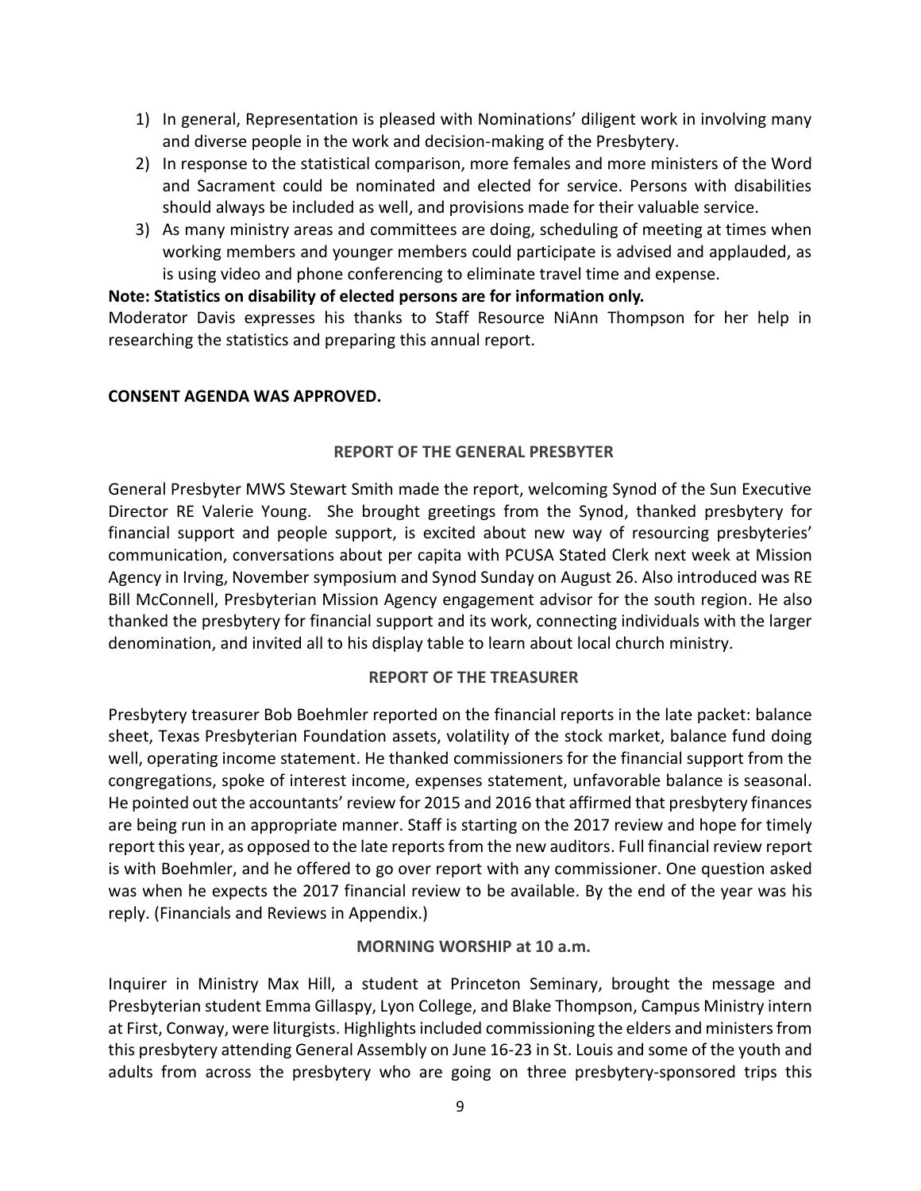1) In general, Representation is pleased with Nominations' diligent work in involving many and diverse people in the work and decision-making of the Presbytery.
2) In response to the statistical comparison, more females and more ministers of the Word and Sacrament could be nominated and elected for service. Persons with disabilities should always be included as well, and provisions made for their valuable service.
3) As many ministry areas and committees are doing, scheduling of meeting at times when working members and younger members could participate is advised and applauded, as is using video and phone conferencing to eliminate travel time and expense.

**Note: Statistics on disability of elected persons are for information only.**

Moderator Davis expresses his thanks to Staff Resource NiAnn Thompson for her help in researching the statistics and preparing this annual report.

**CONSENT AGENDA WAS APPROVED.**

## REPORT OF THE GENERAL PRESBYTER

General Presbyter MWS Stewart Smith made the report, welcoming Synod of the Sun Executive Director RE Valerie Young. She brought greetings from the Synod, thanked presbytery for financial support and people support, is excited about new way of resourcing presbyteries' communication, conversations about per capita with PCUSA Stated Clerk next week at Mission Agency in Irving, November symposium and Synod Sunday on August 26. Also introduced was RE Bill McConnell, Presbyterian Mission Agency engagement advisor for the south region. He also thanked the presbytery for financial support and its work, connecting individuals with the larger denomination, and invited all to his display table to learn about local church ministry.

## REPORT OF THE TREASURER

Presbytery treasurer Bob Boehmler reported on the financial reports in the late packet: balance sheet, Texas Presbyterian Foundation assets, volatility of the stock market, balance fund doing well, operating income statement. He thanked commissioners for the financial support from the congregations, spoke of interest income, expenses statement, unfavorable balance is seasonal. He pointed out the accountants' review for 2015 and 2016 that affirmed that presbytery finances are being run in an appropriate manner. Staff is starting on the 2017 review and hope for timely report this year, as opposed to the late reports from the new auditors. Full financial review report is with Boehmler, and he offered to go over report with any commissioner. One question asked was when he expects the 2017 financial review to be available. By the end of the year was his reply. (Financials and Reviews in Appendix.)

## MORNING WORSHIP at 10 a.m.

Inquirer in Ministry Max Hill, a student at Princeton Seminary, brought the message and Presbyterian student Emma Gillaspy, Lyon College, and Blake Thompson, Campus Ministry intern at First, Conway, were liturgists. Highlights included commissioning the elders and ministers from this presbytery attending General Assembly on June 16-23 in St. Louis and some of the youth and adults from across the presbytery who are going on three presbytery-sponsored trips this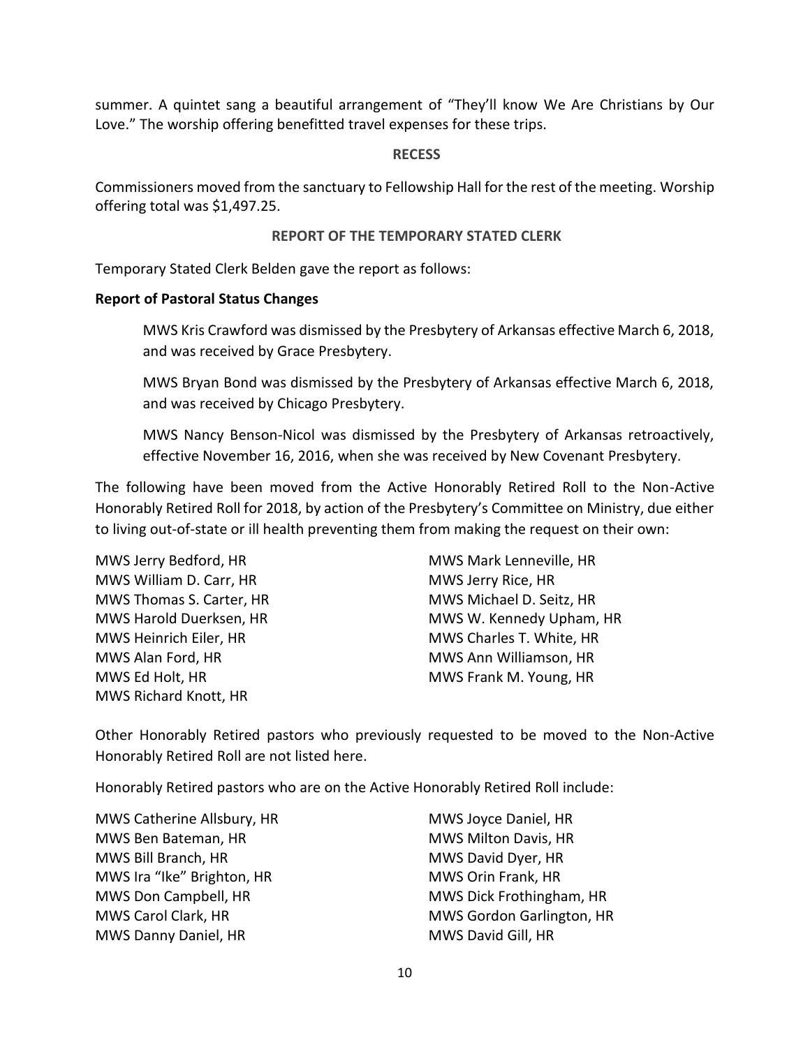summer. A quintet sang a beautiful arrangement of "They'll know We Are Christians by Our Love." The worship offering benefitted travel expenses for these trips.

**RECESS**

Commissioners moved from the sanctuary to Fellowship Hall for the rest of the meeting. Worship offering total was $1,497.25.

**REPORT OF THE TEMPORARY STATED CLERK**

Temporary Stated Clerk Belden gave the report as follows:

**Report of Pastoral Status Changes**

> MWS Kris Crawford was dismissed by the Presbytery of Arkansas effective March 6, 2018, and was received by Grace Presbytery.
>
> MWS Bryan Bond was dismissed by the Presbytery of Arkansas effective March 6, 2018, and was received by Chicago Presbytery.
>
> MWS Nancy Benson-Nicol was dismissed by the Presbytery of Arkansas retroactively, effective November 16, 2016, when she was received by New Covenant Presbytery.

The following have been moved from the Active Honorably Retired Roll to the Non-Active Honorably Retired Roll for 2018, by action of the Presbytery's Committee on Ministry, due either to living out-of-state or ill health preventing them from making the request on their own:

MWS Jerry Bedford, HR
MWS William D. Carr, HR
MWS Thomas S. Carter, HR
MWS Harold Duerksen, HR
MWS Heinrich Eiler, HR
MWS Alan Ford, HR
MWS Ed Holt, HR
MWS Richard Knott, HR
MWS Mark Lenneville, HR
MWS Jerry Rice, HR
MWS Michael D. Seitz, HR
MWS W. Kennedy Upham, HR
MWS Charles T. White, HR
MWS Ann Williamson, HR
MWS Frank M. Young, HR

Other Honorably Retired pastors who previously requested to be moved to the Non-Active Honorably Retired Roll are not listed here.

Honorably Retired pastors who are on the Active Honorably Retired Roll include:

MWS Catherine Allsbury, HR
MWS Ben Bateman, HR
MWS Bill Branch, HR
MWS Ira "Ike" Brighton, HR
MWS Don Campbell, HR
MWS Carol Clark, HR
MWS Danny Daniel, HR
MWS Joyce Daniel, HR
MWS Milton Davis, HR
MWS David Dyer, HR
MWS Orin Frank, HR
MWS Dick Frothingham, HR
MWS Gordon Garlington, HR
MWS David Gill, HR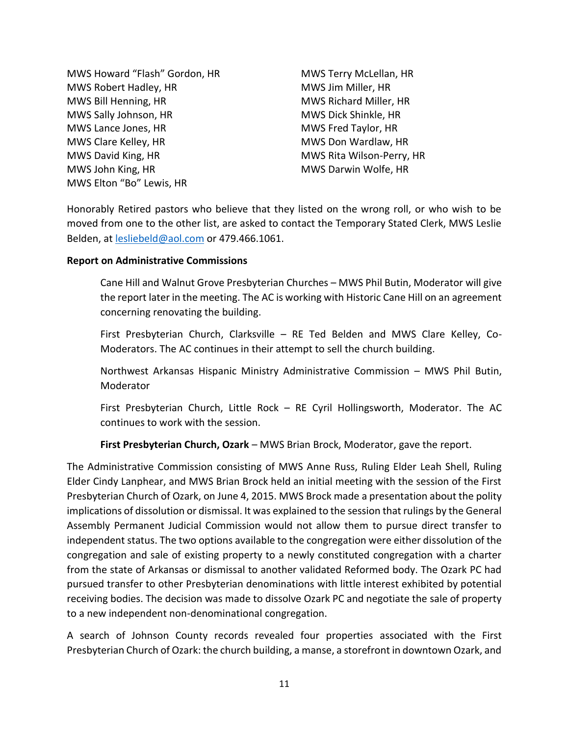MWS Howard "Flash" Gordon, HR
MWS Robert Hadley, HR
MWS Bill Henning, HR
MWS Sally Johnson, HR
MWS Lance Jones, HR
MWS Clare Kelley, HR
MWS David King, HR
MWS John King, HR
MWS Elton "Bo" Lewis, HR
MWS Terry McLellan, HR
MWS Jim Miller, HR
MWS Richard Miller, HR
MWS Dick Shinkle, HR
MWS Fred Taylor, HR
MWS Don Wardlaw, HR
MWS Rita Wilson-Perry, HR
MWS Darwin Wolfe, HR

Honorably Retired pastors who believe that they listed on the wrong roll, or who wish to be moved from one to the other list, are asked to contact the Temporary Stated Clerk, MWS Leslie Belden, at lesliebeld@aol.com or 479.466.1061.

**Report on Administrative Commissions**

Cane Hill and Walnut Grove Presbyterian Churches – MWS Phil Butin, Moderator will give the report later in the meeting. The AC is working with Historic Cane Hill on an agreement concerning renovating the building.

First Presbyterian Church, Clarksville – RE Ted Belden and MWS Clare Kelley, Co-Moderators. The AC continues in their attempt to sell the church building.

Northwest Arkansas Hispanic Ministry Administrative Commission – MWS Phil Butin, Moderator

First Presbyterian Church, Little Rock – RE Cyril Hollingsworth, Moderator. The AC continues to work with the session.

**First Presbyterian Church, Ozark** – MWS Brian Brock, Moderator, gave the report.

The Administrative Commission consisting of MWS Anne Russ, Ruling Elder Leah Shell, Ruling Elder Cindy Lanphear, and MWS Brian Brock held an initial meeting with the session of the First Presbyterian Church of Ozark, on June 4, 2015. MWS Brock made a presentation about the polity implications of dissolution or dismissal. It was explained to the session that rulings by the General Assembly Permanent Judicial Commission would not allow them to pursue direct transfer to independent status. The two options available to the congregation were either dissolution of the congregation and sale of existing property to a newly constituted congregation with a charter from the state of Arkansas or dismissal to another validated Reformed body. The Ozark PC had pursued transfer to other Presbyterian denominations with little interest exhibited by potential receiving bodies. The decision was made to dissolve Ozark PC and negotiate the sale of property to a new independent non-denominational congregation.

A search of Johnson County records revealed four properties associated with the First Presbyterian Church of Ozark: the church building, a manse, a storefront in downtown Ozark, and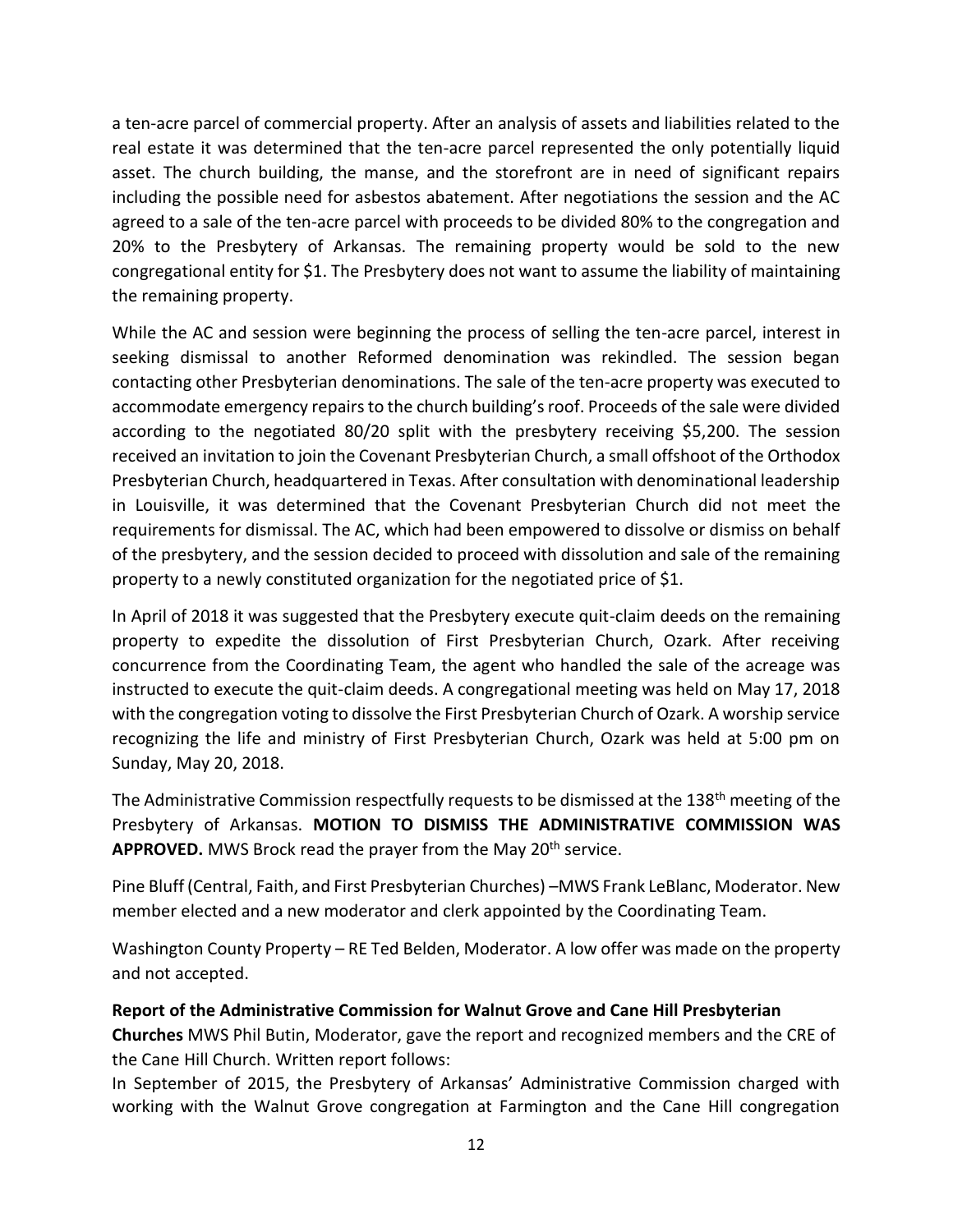a ten-acre parcel of commercial property. After an analysis of assets and liabilities related to the real estate it was determined that the ten-acre parcel represented the only potentially liquid asset. The church building, the manse, and the storefront are in need of significant repairs including the possible need for asbestos abatement. After negotiations the session and the AC agreed to a sale of the ten-acre parcel with proceeds to be divided 80% to the congregation and 20% to the Presbytery of Arkansas. The remaining property would be sold to the new congregational entity for $1. The Presbytery does not want to assume the liability of maintaining the remaining property.

While the AC and session were beginning the process of selling the ten-acre parcel, interest in seeking dismissal to another Reformed denomination was rekindled. The session began contacting other Presbyterian denominations. The sale of the ten-acre property was executed to accommodate emergency repairs to the church building's roof. Proceeds of the sale were divided according to the negotiated 80/20 split with the presbytery receiving $5,200. The session received an invitation to join the Covenant Presbyterian Church, a small offshoot of the Orthodox Presbyterian Church, headquartered in Texas. After consultation with denominational leadership in Louisville, it was determined that the Covenant Presbyterian Church did not meet the requirements for dismissal. The AC, which had been empowered to dissolve or dismiss on behalf of the presbytery, and the session decided to proceed with dissolution and sale of the remaining property to a newly constituted organization for the negotiated price of $1.

In April of 2018 it was suggested that the Presbytery execute quit-claim deeds on the remaining property to expedite the dissolution of First Presbyterian Church, Ozark. After receiving concurrence from the Coordinating Team, the agent who handled the sale of the acreage was instructed to execute the quit-claim deeds. A congregational meeting was held on May 17, 2018 with the congregation voting to dissolve the First Presbyterian Church of Ozark. A worship service recognizing the life and ministry of First Presbyterian Church, Ozark was held at 5:00 pm on Sunday, May 20, 2018.

The Administrative Commission respectfully requests to be dismissed at the 138th meeting of the Presbytery of Arkansas. **MOTION TO DISMISS THE ADMINISTRATIVE COMMISSION WAS APPROVED.** MWS Brock read the prayer from the May 20th service.

Pine Bluff (Central, Faith, and First Presbyterian Churches) –MWS Frank LeBlanc, Moderator. New member elected and a new moderator and clerk appointed by the Coordinating Team.

Washington County Property – RE Ted Belden, Moderator. A low offer was made on the property and not accepted.

**Report of the Administrative Commission for Walnut Grove and Cane Hill Presbyterian Churches** MWS Phil Butin, Moderator, gave the report and recognized members and the CRE of the Cane Hill Church. Written report follows:

In September of 2015, the Presbytery of Arkansas' Administrative Commission charged with working with the Walnut Grove congregation at Farmington and the Cane Hill congregation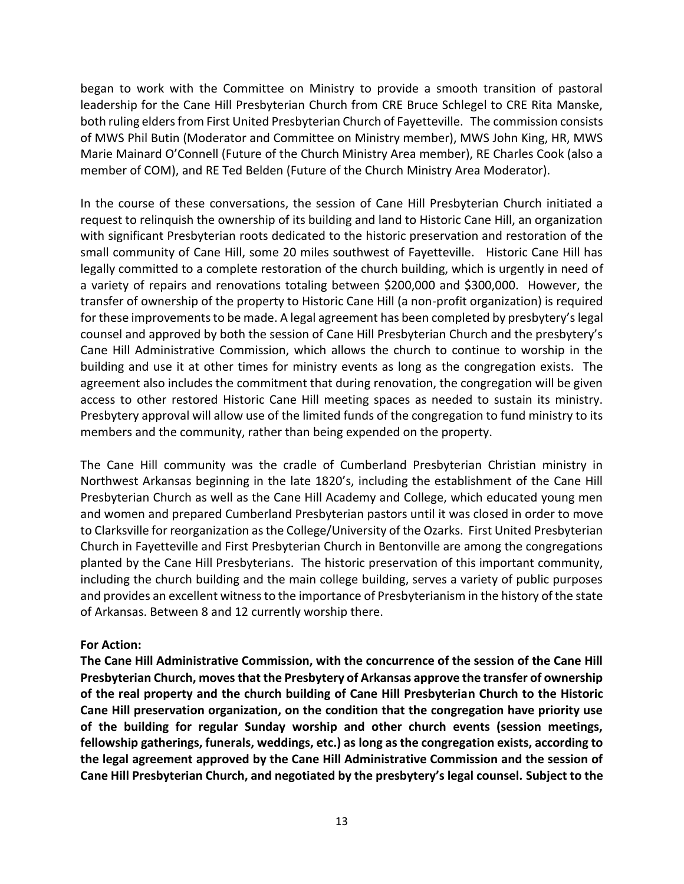began to work with the Committee on Ministry to provide a smooth transition of pastoral leadership for the Cane Hill Presbyterian Church from CRE Bruce Schlegel to CRE Rita Manske, both ruling elders from First United Presbyterian Church of Fayetteville. The commission consists of MWS Phil Butin (Moderator and Committee on Ministry member), MWS John King, HR, MWS Marie Mainard O'Connell (Future of the Church Ministry Area member), RE Charles Cook (also a member of COM), and RE Ted Belden (Future of the Church Ministry Area Moderator).

In the course of these conversations, the session of Cane Hill Presbyterian Church initiated a request to relinquish the ownership of its building and land to Historic Cane Hill, an organization with significant Presbyterian roots dedicated to the historic preservation and restoration of the small community of Cane Hill, some 20 miles southwest of Fayetteville. Historic Cane Hill has legally committed to a complete restoration of the church building, which is urgently in need of a variety of repairs and renovations totaling between $200,000 and $300,000. However, the transfer of ownership of the property to Historic Cane Hill (a non-profit organization) is required for these improvements to be made. A legal agreement has been completed by presbytery's legal counsel and approved by both the session of Cane Hill Presbyterian Church and the presbytery's Cane Hill Administrative Commission, which allows the church to continue to worship in the building and use it at other times for ministry events as long as the congregation exists. The agreement also includes the commitment that during renovation, the congregation will be given access to other restored Historic Cane Hill meeting spaces as needed to sustain its ministry. Presbytery approval will allow use of the limited funds of the congregation to fund ministry to its members and the community, rather than being expended on the property.

The Cane Hill community was the cradle of Cumberland Presbyterian Christian ministry in Northwest Arkansas beginning in the late 1820's, including the establishment of the Cane Hill Presbyterian Church as well as the Cane Hill Academy and College, which educated young men and women and prepared Cumberland Presbyterian pastors until it was closed in order to move to Clarksville for reorganization as the College/University of the Ozarks. First United Presbyterian Church in Fayetteville and First Presbyterian Church in Bentonville are among the congregations planted by the Cane Hill Presbyterians. The historic preservation of this important community, including the church building and the main college building, serves a variety of public purposes and provides an excellent witness to the importance of Presbyterianism in the history of the state of Arkansas. Between 8 and 12 currently worship there.

**For Action:**

**The Cane Hill Administrative Commission, with the concurrence of the session of the Cane Hill Presbyterian Church, moves that the Presbytery of Arkansas approve the transfer of ownership of the real property and the church building of Cane Hill Presbyterian Church to the Historic Cane Hill preservation organization, on the condition that the congregation have priority use of the building for regular Sunday worship and other church events (session meetings, fellowship gatherings, funerals, weddings, etc.) as long as the congregation exists, according to the legal agreement approved by the Cane Hill Administrative Commission and the session of Cane Hill Presbyterian Church, and negotiated by the presbytery's legal counsel. Subject to the**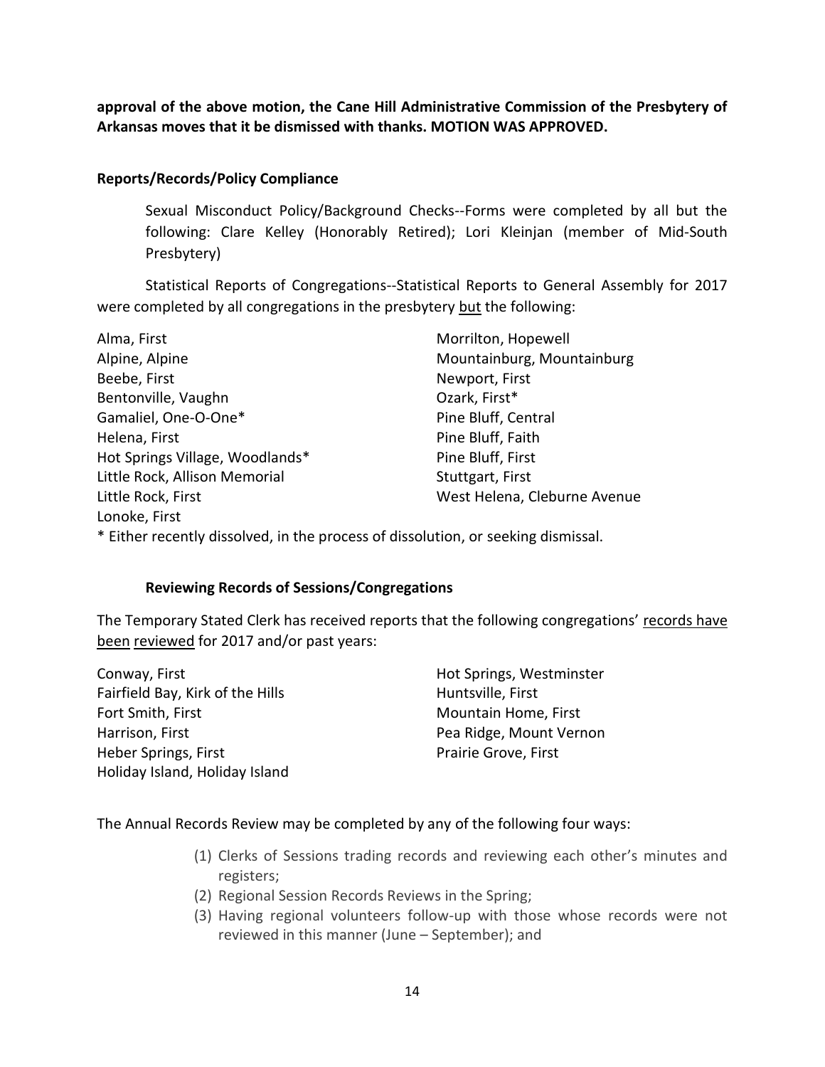**approval of the above motion, the Cane Hill Administrative Commission of the Presbytery of Arkansas moves that it be dismissed with thanks. MOTION WAS APPROVED.**

**Reports/Records/Policy Compliance**

Sexual Misconduct Policy/Background Checks--Forms were completed by all but the following: Clare Kelley (Honorably Retired); Lori Kleinjan (member of Mid-South Presbytery)

Statistical Reports of Congregations--Statistical Reports to General Assembly for 2017 were completed by all congregations in the presbytery <u>but</u> the following:

Alma, First
Alpine, Alpine
Beebe, First
Bentonville, Vaughn
Gamaliel, One-O-One*
Helena, First
Hot Springs Village, Woodlands*
Little Rock, Allison Memorial
Little Rock, First
Lonoke, First
Morrilton, Hopewell
Mountainburg, Mountainburg
Newport, First
Ozark, First*
Pine Bluff, Central
Pine Bluff, Faith
Pine Bluff, First
Stuttgart, First
West Helena, Cleburne Avenue

* Either recently dissolved, in the process of dissolution, or seeking dismissal.

**Reviewing Records of Sessions/Congregations**

The Temporary Stated Clerk has received reports that the following congregations' <u>records have been reviewed</u> for 2017 and/or past years:

Conway, First
Fairfield Bay, Kirk of the Hills
Fort Smith, First
Harrison, First
Heber Springs, First
Holiday Island, Holiday Island
Hot Springs, Westminster
Huntsville, First
Mountain Home, First
Pea Ridge, Mount Vernon
Prairie Grove, First

The Annual Records Review may be completed by any of the following four ways:

(1) Clerks of Sessions trading records and reviewing each other's minutes and registers;
(2) Regional Session Records Reviews in the Spring;
(3) Having regional volunteers follow-up with those whose records were not reviewed in this manner (June – September); and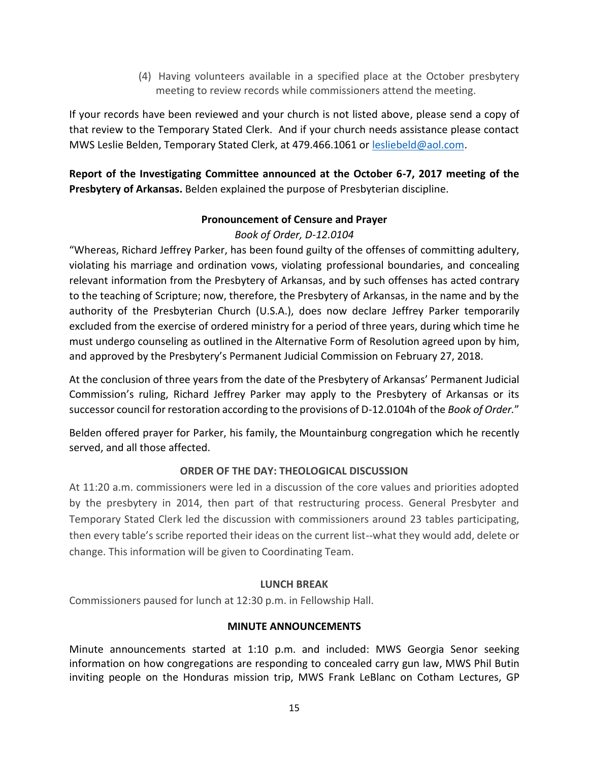(4) Having volunteers available in a specified place at the October presbytery meeting to review records while commissioners attend the meeting.

If your records have been reviewed and your church is not listed above, please send a copy of that review to the Temporary Stated Clerk. And if your church needs assistance please contact MWS Leslie Belden, Temporary Stated Clerk, at 479.466.1061 or lesliebeld@aol.com.

**Report of the Investigating Committee announced at the October 6-7, 2017 meeting of the Presbytery of Arkansas.** Belden explained the purpose of Presbyterian discipline.

**Pronouncement of Censure and Prayer**

*Book of Order, D-12.0104*

"Whereas, Richard Jeffrey Parker, has been found guilty of the offenses of committing adultery, violating his marriage and ordination vows, violating professional boundaries, and concealing relevant information from the Presbytery of Arkansas, and by such offenses has acted contrary to the teaching of Scripture; now, therefore, the Presbytery of Arkansas, in the name and by the authority of the Presbyterian Church (U.S.A.), does now declare Jeffrey Parker temporarily excluded from the exercise of ordered ministry for a period of three years, during which time he must undergo counseling as outlined in the Alternative Form of Resolution agreed upon by him, and approved by the Presbytery's Permanent Judicial Commission on February 27, 2018.

At the conclusion of three years from the date of the Presbytery of Arkansas' Permanent Judicial Commission's ruling, Richard Jeffrey Parker may apply to the Presbytery of Arkansas or its successor council for restoration according to the provisions of D-12.0104h of the *Book of Order.*"

Belden offered prayer for Parker, his family, the Mountainburg congregation which he recently served, and all those affected.

**ORDER OF THE DAY: THEOLOGICAL DISCUSSION**

At 11:20 a.m. commissioners were led in a discussion of the core values and priorities adopted by the presbytery in 2014, then part of that restructuring process. General Presbyter and Temporary Stated Clerk led the discussion with commissioners around 23 tables participating, then every table's scribe reported their ideas on the current list--what they would add, delete or change. This information will be given to Coordinating Team.

**LUNCH BREAK**

Commissioners paused for lunch at 12:30 p.m. in Fellowship Hall.

**MINUTE ANNOUNCEMENTS**

Minute announcements started at 1:10 p.m. and included: MWS Georgia Senor seeking information on how congregations are responding to concealed carry gun law, MWS Phil Butin inviting people on the Honduras mission trip, MWS Frank LeBlanc on Cotham Lectures, GP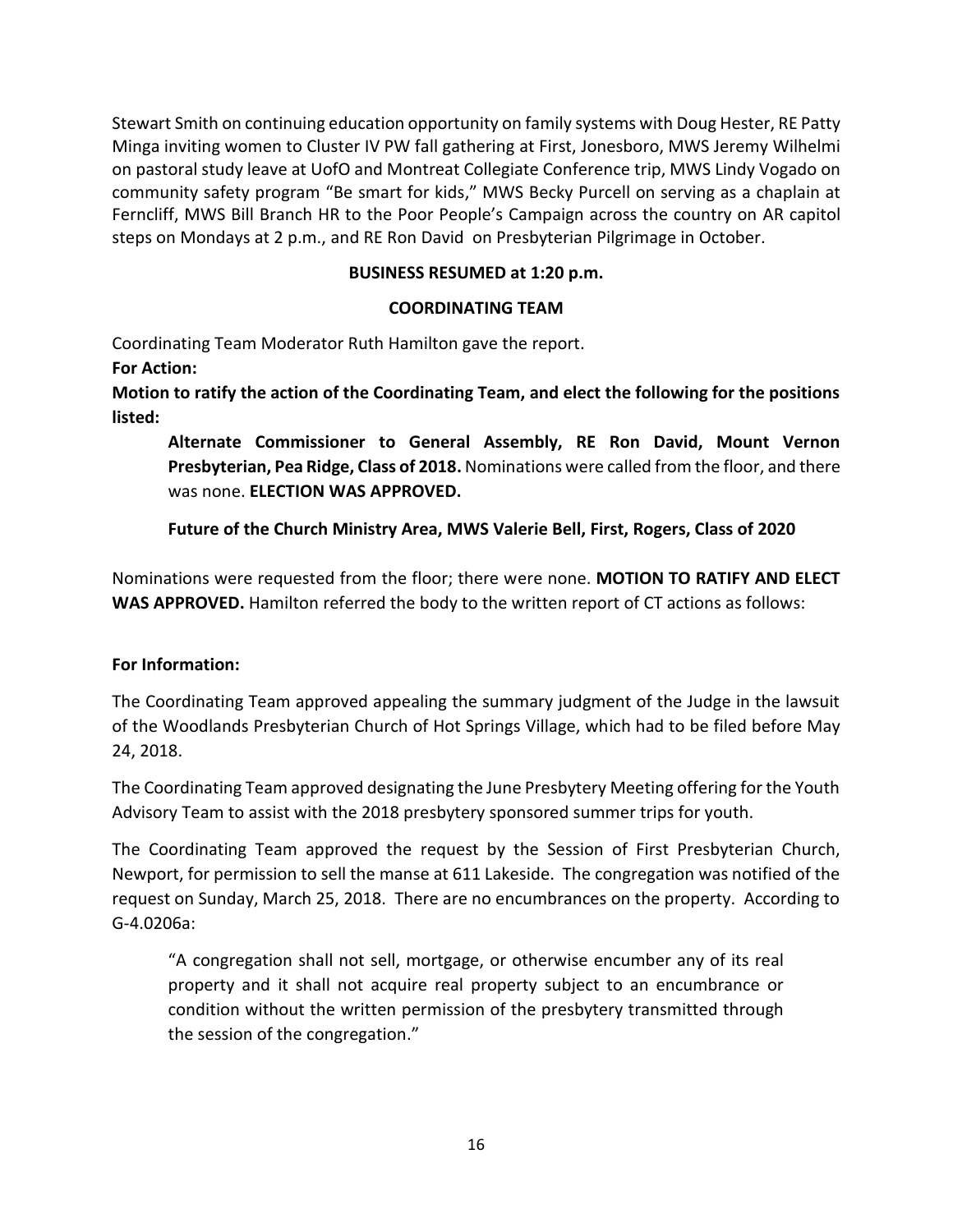Stewart Smith on continuing education opportunity on family systems with Doug Hester, RE Patty Minga inviting women to Cluster IV PW fall gathering at First, Jonesboro, MWS Jeremy Wilhelmi on pastoral study leave at UofO and Montreat Collegiate Conference trip, MWS Lindy Vogado on community safety program "Be smart for kids," MWS Becky Purcell on serving as a chaplain at Ferncliff, MWS Bill Branch HR to the Poor People's Campaign across the country on AR capitol steps on Mondays at 2 p.m., and RE Ron David on Presbyterian Pilgrimage in October.

**BUSINESS RESUMED at 1:20 p.m.**

**COORDINATING TEAM**

Coordinating Team Moderator Ruth Hamilton gave the report.

**For Action:**

**Motion to ratify the action of the Coordinating Team, and elect the following for the positions listed:**

> **Alternate Commissioner to General Assembly, RE Ron David, Mount Vernon Presbyterian, Pea Ridge, Class of 2018.** Nominations were called from the floor, and there was none. **ELECTION WAS APPROVED.**
>
> **Future of the Church Ministry Area, MWS Valerie Bell, First, Rogers, Class of 2020**

Nominations were requested from the floor; there were none. **MOTION TO RATIFY AND ELECT WAS APPROVED.** Hamilton referred the body to the written report of CT actions as follows:

**For Information:**

The Coordinating Team approved appealing the summary judgment of the Judge in the lawsuit of the Woodlands Presbyterian Church of Hot Springs Village, which had to be filed before May 24, 2018.

The Coordinating Team approved designating the June Presbytery Meeting offering for the Youth Advisory Team to assist with the 2018 presbytery sponsored summer trips for youth.

The Coordinating Team approved the request by the Session of First Presbyterian Church, Newport, for permission to sell the manse at 611 Lakeside. The congregation was notified of the request on Sunday, March 25, 2018. There are no encumbrances on the property. According to G-4.0206a:

> "A congregation shall not sell, mortgage, or otherwise encumber any of its real property and it shall not acquire real property subject to an encumbrance or condition without the written permission of the presbytery transmitted through the session of the congregation."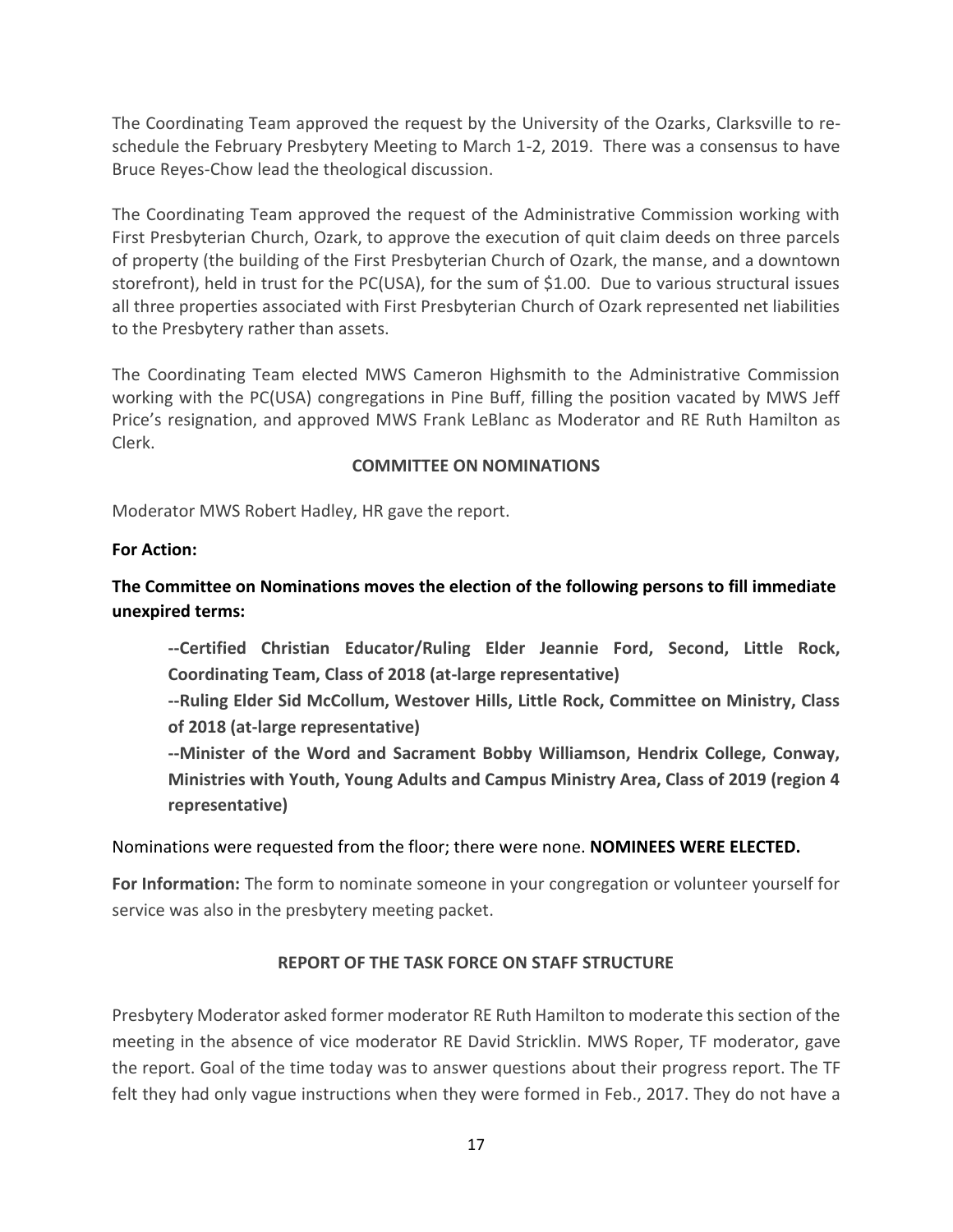The Coordinating Team approved the request by the University of the Ozarks, Clarksville to re-schedule the February Presbytery Meeting to March 1-2, 2019. There was a consensus to have Bruce Reyes-Chow lead the theological discussion.

The Coordinating Team approved the request of the Administrative Commission working with First Presbyterian Church, Ozark, to approve the execution of quit claim deeds on three parcels of property (the building of the First Presbyterian Church of Ozark, the manse, and a downtown storefront), held in trust for the PC(USA), for the sum of $1.00. Due to various structural issues all three properties associated with First Presbyterian Church of Ozark represented net liabilities to the Presbytery rather than assets.

The Coordinating Team elected MWS Cameron Highsmith to the Administrative Commission working with the PC(USA) congregations in Pine Buff, filling the position vacated by MWS Jeff Price's resignation, and approved MWS Frank LeBlanc as Moderator and RE Ruth Hamilton as Clerk.

## COMMITTEE ON NOMINATIONS

Moderator MWS Robert Hadley, HR gave the report.

**For Action:**

**The Committee on Nominations moves the election of the following persons to fill immediate unexpired terms:**

> **--Certified Christian Educator/Ruling Elder Jeannie Ford, Second, Little Rock, Coordinating Team, Class of 2018 (at-large representative)**
>
> **--Ruling Elder Sid McCollum, Westover Hills, Little Rock, Committee on Ministry, Class of 2018 (at-large representative)**
>
> **--Minister of the Word and Sacrament Bobby Williamson, Hendrix College, Conway, Ministries with Youth, Young Adults and Campus Ministry Area, Class of 2019 (region 4 representative)**

Nominations were requested from the floor; there were none. **NOMINEES WERE ELECTED.**

**For Information:** The form to nominate someone in your congregation or volunteer yourself for service was also in the presbytery meeting packet.

## REPORT OF THE TASK FORCE ON STAFF STRUCTURE

Presbytery Moderator asked former moderator RE Ruth Hamilton to moderate this section of the meeting in the absence of vice moderator RE David Stricklin. MWS Roper, TF moderator, gave the report. Goal of the time today was to answer questions about their progress report. The TF felt they had only vague instructions when they were formed in Feb., 2017. They do not have a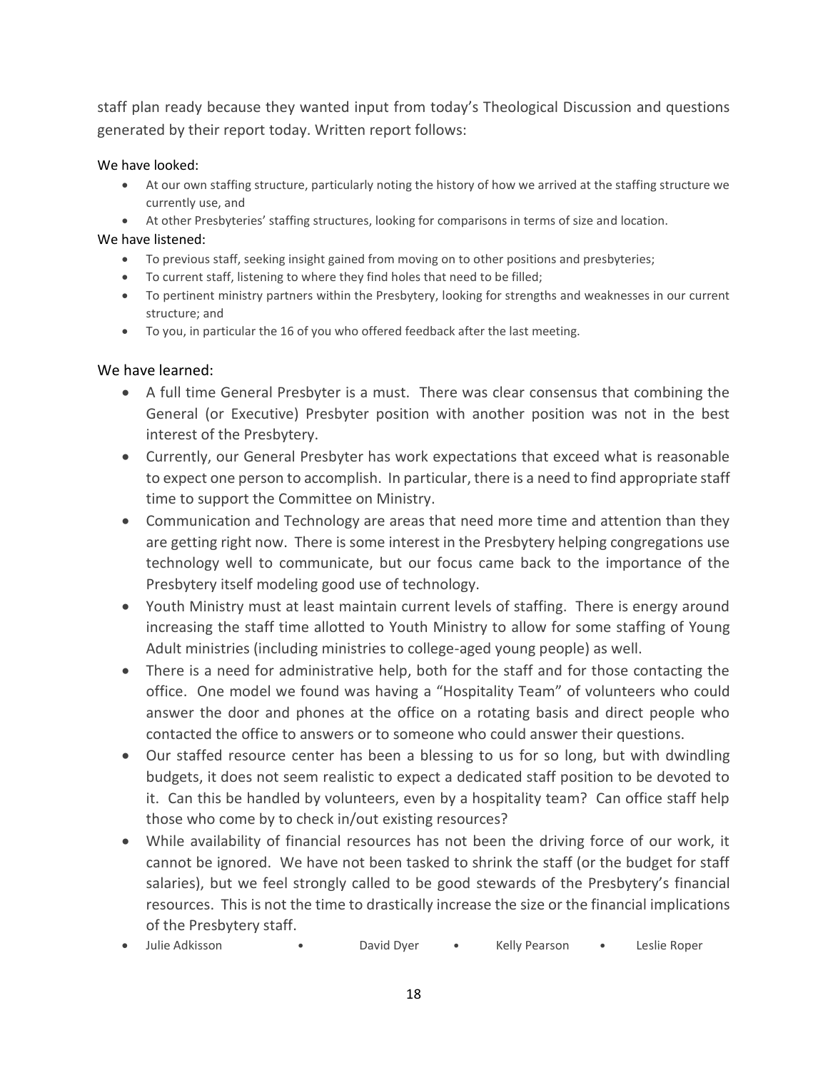staff plan ready because they wanted input from today's Theological Discussion and questions generated by their report today. Written report follows:

We have looked:

- At our own staffing structure, particularly noting the history of how we arrived at the staffing structure we currently use, and
- At other Presbyteries' staffing structures, looking for comparisons in terms of size and location.

We have listened:

- To previous staff, seeking insight gained from moving on to other positions and presbyteries;
- To current staff, listening to where they find holes that need to be filled;
- To pertinent ministry partners within the Presbytery, looking for strengths and weaknesses in our current structure; and
- To you, in particular the 16 of you who offered feedback after the last meeting.

We have learned:

- A full time General Presbyter is a must. There was clear consensus that combining the General (or Executive) Presbyter position with another position was not in the best interest of the Presbytery.
- Currently, our General Presbyter has work expectations that exceed what is reasonable to expect one person to accomplish. In particular, there is a need to find appropriate staff time to support the Committee on Ministry.
- Communication and Technology are areas that need more time and attention than they are getting right now. There is some interest in the Presbytery helping congregations use technology well to communicate, but our focus came back to the importance of the Presbytery itself modeling good use of technology.
- Youth Ministry must at least maintain current levels of staffing. There is energy around increasing the staff time allotted to Youth Ministry to allow for some staffing of Young Adult ministries (including ministries to college-aged young people) as well.
- There is a need for administrative help, both for the staff and for those contacting the office. One model we found was having a "Hospitality Team" of volunteers who could answer the door and phones at the office on a rotating basis and direct people who contacted the office to answers or to someone who could answer their questions.
- Our staffed resource center has been a blessing to us for so long, but with dwindling budgets, it does not seem realistic to expect a dedicated staff position to be devoted to it. Can this be handled by volunteers, even by a hospitality team? Can office staff help those who come by to check in/out existing resources?
- While availability of financial resources has not been the driving force of our work, it cannot be ignored. We have not been tasked to shrink the staff (or the budget for staff salaries), but we feel strongly called to be good stewards of the Presbytery's financial resources. This is not the time to drastically increase the size or the financial implications of the Presbytery staff.

- Julie Adkisson • David Dyer • Kelly Pearson • Leslie Roper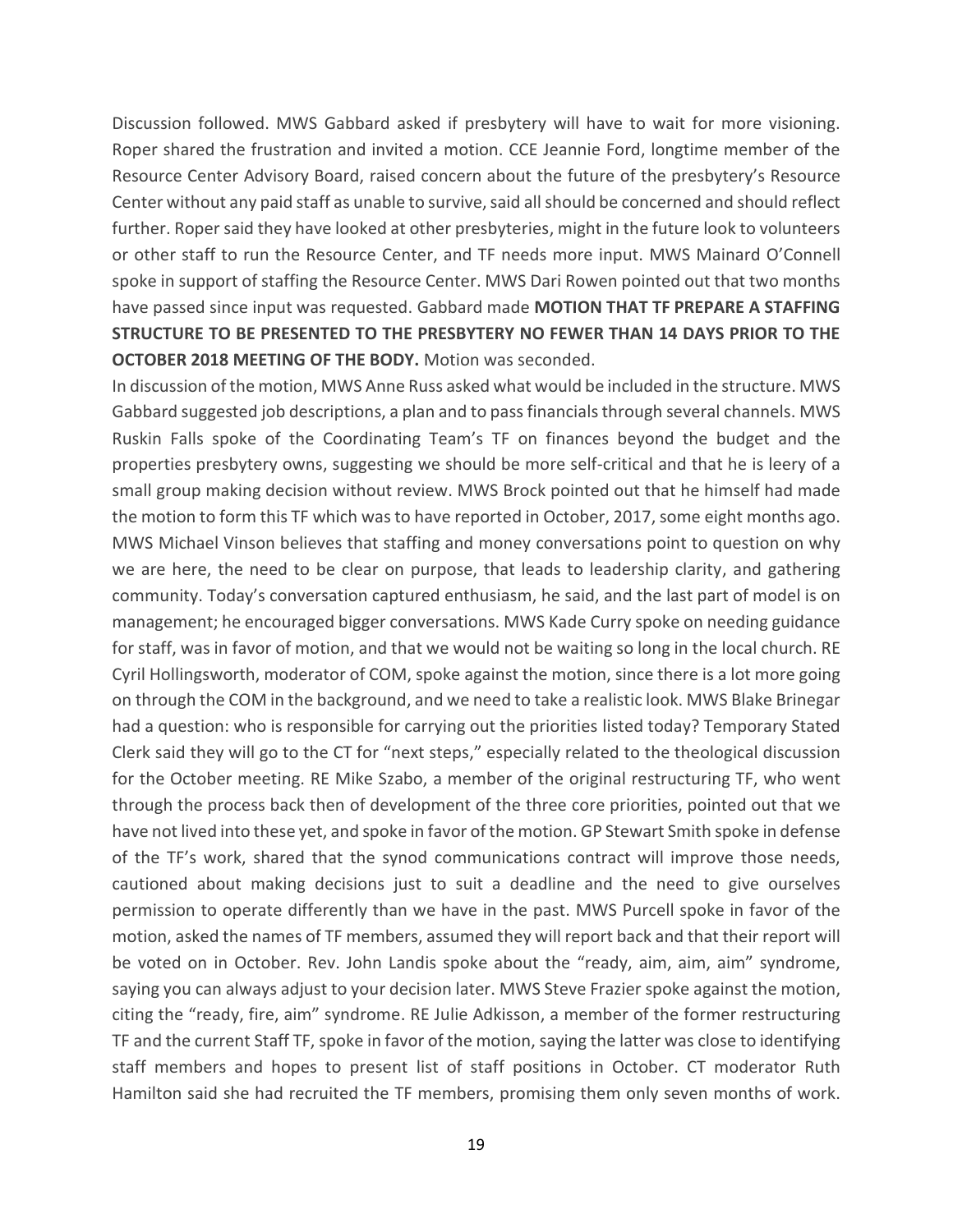Discussion followed. MWS Gabbard asked if presbytery will have to wait for more visioning. Roper shared the frustration and invited a motion. CCE Jeannie Ford, longtime member of the Resource Center Advisory Board, raised concern about the future of the presbytery's Resource Center without any paid staff as unable to survive, said all should be concerned and should reflect further. Roper said they have looked at other presbyteries, might in the future look to volunteers or other staff to run the Resource Center, and TF needs more input. MWS Mainard O'Connell spoke in support of staffing the Resource Center. MWS Dari Rowen pointed out that two months have passed since input was requested. Gabbard made **MOTION THAT TF PREPARE A STAFFING STRUCTURE TO BE PRESENTED TO THE PRESBYTERY NO FEWER THAN 14 DAYS PRIOR TO THE OCTOBER 2018 MEETING OF THE BODY.** Motion was seconded.

In discussion of the motion, MWS Anne Russ asked what would be included in the structure. MWS Gabbard suggested job descriptions, a plan and to pass financials through several channels. MWS Ruskin Falls spoke of the Coordinating Team's TF on finances beyond the budget and the properties presbytery owns, suggesting we should be more self-critical and that he is leery of a small group making decision without review. MWS Brock pointed out that he himself had made the motion to form this TF which was to have reported in October, 2017, some eight months ago. MWS Michael Vinson believes that staffing and money conversations point to question on why we are here, the need to be clear on purpose, that leads to leadership clarity, and gathering community. Today's conversation captured enthusiasm, he said, and the last part of model is on management; he encouraged bigger conversations. MWS Kade Curry spoke on needing guidance for staff, was in favor of motion, and that we would not be waiting so long in the local church. RE Cyril Hollingsworth, moderator of COM, spoke against the motion, since there is a lot more going on through the COM in the background, and we need to take a realistic look. MWS Blake Brinegar had a question: who is responsible for carrying out the priorities listed today? Temporary Stated Clerk said they will go to the CT for "next steps," especially related to the theological discussion for the October meeting. RE Mike Szabo, a member of the original restructuring TF, who went through the process back then of development of the three core priorities, pointed out that we have not lived into these yet, and spoke in favor of the motion. GP Stewart Smith spoke in defense of the TF's work, shared that the synod communications contract will improve those needs, cautioned about making decisions just to suit a deadline and the need to give ourselves permission to operate differently than we have in the past. MWS Purcell spoke in favor of the motion, asked the names of TF members, assumed they will report back and that their report will be voted on in October. Rev. John Landis spoke about the "ready, aim, aim, aim" syndrome, saying you can always adjust to your decision later. MWS Steve Frazier spoke against the motion, citing the "ready, fire, aim" syndrome. RE Julie Adkisson, a member of the former restructuring TF and the current Staff TF, spoke in favor of the motion, saying the latter was close to identifying staff members and hopes to present list of staff positions in October. CT moderator Ruth Hamilton said she had recruited the TF members, promising them only seven months of work.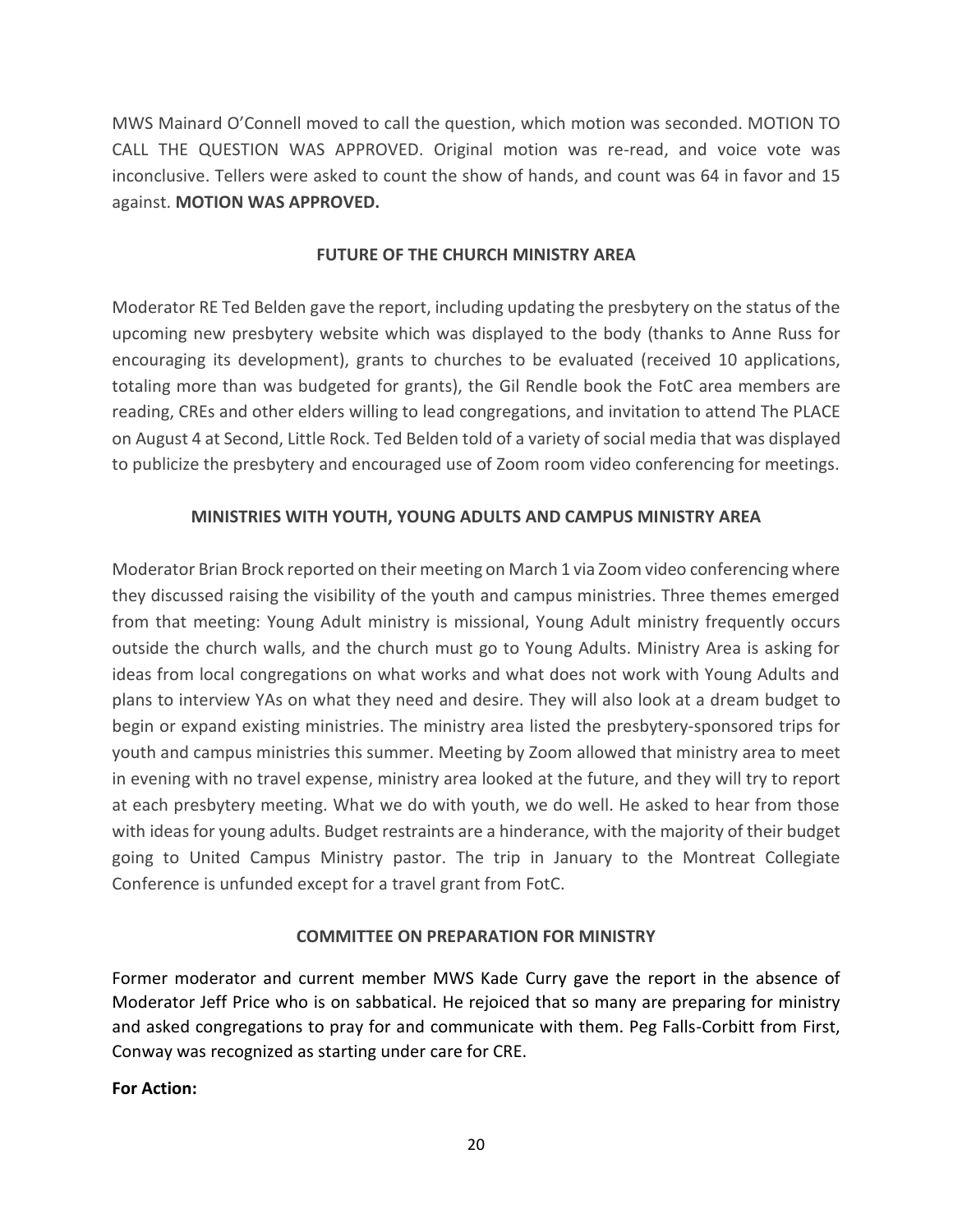MWS Mainard O'Connell moved to call the question, which motion was seconded. MOTION TO CALL THE QUESTION WAS APPROVED. Original motion was re-read, and voice vote was inconclusive. Tellers were asked to count the show of hands, and count was 64 in favor and 15 against. **MOTION WAS APPROVED.**

## FUTURE OF THE CHURCH MINISTRY AREA

Moderator RE Ted Belden gave the report, including updating the presbytery on the status of the upcoming new presbytery website which was displayed to the body (thanks to Anne Russ for encouraging its development), grants to churches to be evaluated (received 10 applications, totaling more than was budgeted for grants), the Gil Rendle book the FotC area members are reading, CREs and other elders willing to lead congregations, and invitation to attend The PLACE on August 4 at Second, Little Rock. Ted Belden told of a variety of social media that was displayed to publicize the presbytery and encouraged use of Zoom room video conferencing for meetings.

## MINISTRIES WITH YOUTH, YOUNG ADULTS AND CAMPUS MINISTRY AREA

Moderator Brian Brock reported on their meeting on March 1 via Zoom video conferencing where they discussed raising the visibility of the youth and campus ministries. Three themes emerged from that meeting: Young Adult ministry is missional, Young Adult ministry frequently occurs outside the church walls, and the church must go to Young Adults. Ministry Area is asking for ideas from local congregations on what works and what does not work with Young Adults and plans to interview YAs on what they need and desire. They will also look at a dream budget to begin or expand existing ministries. The ministry area listed the presbytery-sponsored trips for youth and campus ministries this summer. Meeting by Zoom allowed that ministry area to meet in evening with no travel expense, ministry area looked at the future, and they will try to report at each presbytery meeting. What we do with youth, we do well. He asked to hear from those with ideas for young adults. Budget restraints are a hinderance, with the majority of their budget going to United Campus Ministry pastor. The trip in January to the Montreat Collegiate Conference is unfunded except for a travel grant from FotC.

## COMMITTEE ON PREPARATION FOR MINISTRY

Former moderator and current member MWS Kade Curry gave the report in the absence of Moderator Jeff Price who is on sabbatical. He rejoiced that so many are preparing for ministry and asked congregations to pray for and communicate with them. Peg Falls-Corbitt from First, Conway was recognized as starting under care for CRE.

**For Action:**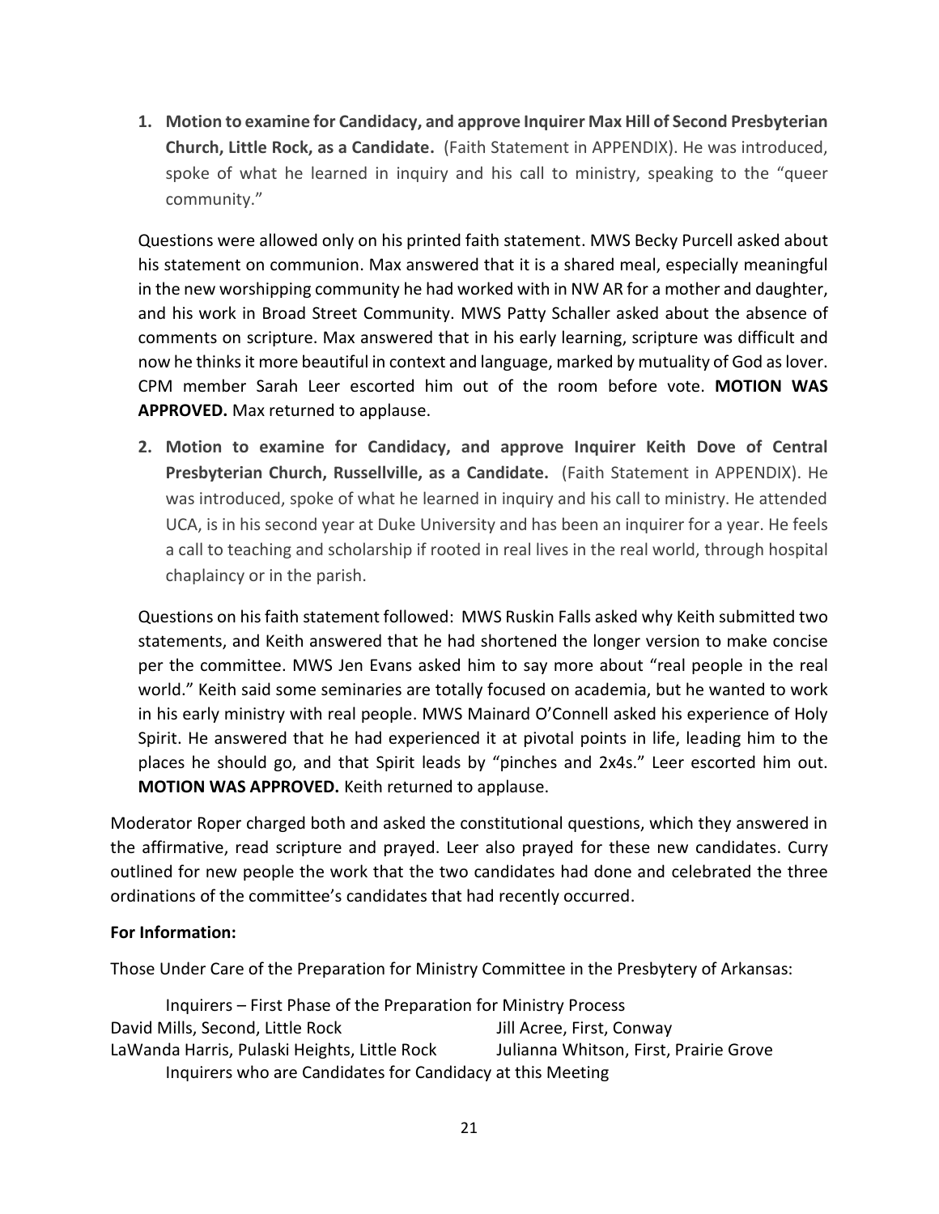1. **Motion to examine for Candidacy, and approve Inquirer Max Hill of Second Presbyterian Church, Little Rock, as a Candidate.** (Faith Statement in APPENDIX). He was introduced, spoke of what he learned in inquiry and his call to ministry, speaking to the "queer community."

Questions were allowed only on his printed faith statement. MWS Becky Purcell asked about his statement on communion. Max answered that it is a shared meal, especially meaningful in the new worshipping community he had worked with in NW AR for a mother and daughter, and his work in Broad Street Community. MWS Patty Schaller asked about the absence of comments on scripture. Max answered that in his early learning, scripture was difficult and now he thinks it more beautiful in context and language, marked by mutuality of God as lover. CPM member Sarah Leer escorted him out of the room before vote. **MOTION WAS APPROVED.** Max returned to applause.

2. **Motion to examine for Candidacy, and approve Inquirer Keith Dove of Central Presbyterian Church, Russellville, as a Candidate.** (Faith Statement in APPENDIX). He was introduced, spoke of what he learned in inquiry and his call to ministry. He attended UCA, is in his second year at Duke University and has been an inquirer for a year. He feels a call to teaching and scholarship if rooted in real lives in the real world, through hospital chaplaincy or in the parish.

Questions on his faith statement followed: MWS Ruskin Falls asked why Keith submitted two statements, and Keith answered that he had shortened the longer version to make concise per the committee. MWS Jen Evans asked him to say more about "real people in the real world." Keith said some seminaries are totally focused on academia, but he wanted to work in his early ministry with real people. MWS Mainard O'Connell asked his experience of Holy Spirit. He answered that he had experienced it at pivotal points in life, leading him to the places he should go, and that Spirit leads by "pinches and 2x4s." Leer escorted him out. **MOTION WAS APPROVED.** Keith returned to applause.

Moderator Roper charged both and asked the constitutional questions, which they answered in the affirmative, read scripture and prayed. Leer also prayed for these new candidates. Curry outlined for new people the work that the two candidates had done and celebrated the three ordinations of the committee's candidates that had recently occurred.

**For Information:**

Those Under Care of the Preparation for Ministry Committee in the Presbytery of Arkansas:

Inquirers – First Phase of the Preparation for Ministry Process

| | |
|---|---|
| David Mills, Second, Little Rock | Jill Acree, First, Conway |
| LaWanda Harris, Pulaski Heights, Little Rock | Julianna Whitson, First, Prairie Grove |

Inquirers who are Candidates for Candidacy at this Meeting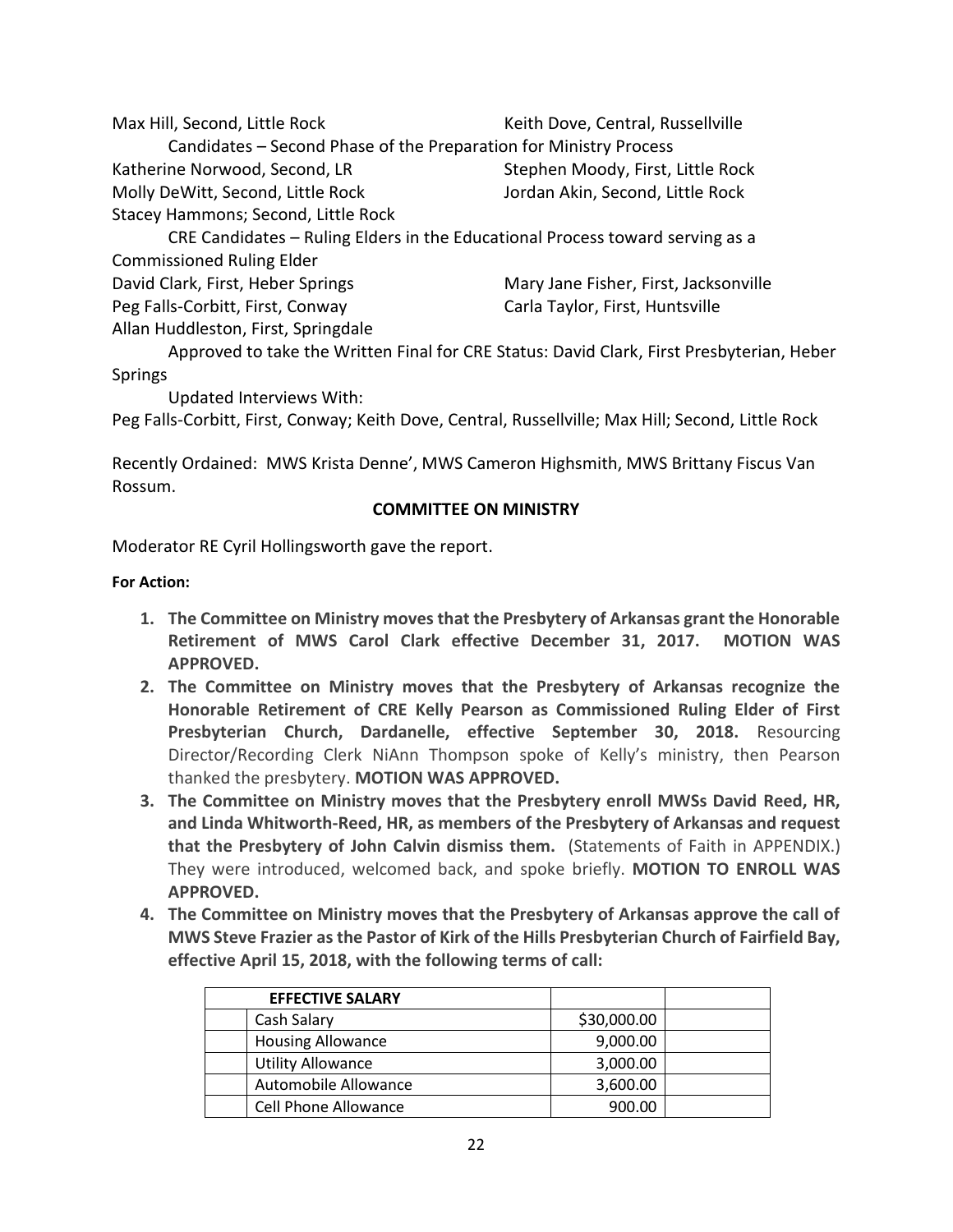Max Hill, Second, Little Rock

Keith Dove, Central, Russellville

Candidates – Second Phase of the Preparation for Ministry Process

Katherine Norwood, Second, LR

Stephen Moody, First, Little Rock

Molly DeWitt, Second, Little Rock

Jordan Akin, Second, Little Rock

Stacey Hammons; Second, Little Rock

CRE Candidates – Ruling Elders in the Educational Process toward serving as a Commissioned Ruling Elder

David Clark, First, Heber Springs

Mary Jane Fisher, First, Jacksonville

Peg Falls-Corbitt, First, Conway

Carla Taylor, First, Huntsville

Allan Huddleston, First, Springdale

Approved to take the Written Final for CRE Status: David Clark, First Presbyterian, Heber Springs

Updated Interviews With:

Peg Falls-Corbitt, First, Conway; Keith Dove, Central, Russellville; Max Hill; Second, Little Rock

Recently Ordained: MWS Krista Denne', MWS Cameron Highsmith, MWS Brittany Fiscus Van Rossum.

## COMMITTEE ON MINISTRY

Moderator RE Cyril Hollingsworth gave the report.

**For Action:**

1. **The Committee on Ministry moves that the Presbytery of Arkansas grant the Honorable Retirement of MWS Carol Clark effective December 31, 2017. MOTION WAS APPROVED.**
2. **The Committee on Ministry moves that the Presbytery of Arkansas recognize the Honorable Retirement of CRE Kelly Pearson as Commissioned Ruling Elder of First Presbyterian Church, Dardanelle, effective September 30, 2018.** Resourcing Director/Recording Clerk NiAnn Thompson spoke of Kelly's ministry, then Pearson thanked the presbytery. **MOTION WAS APPROVED.**
3. **The Committee on Ministry moves that the Presbytery enroll MWSs David Reed, HR, and Linda Whitworth-Reed, HR, as members of the Presbytery of Arkansas and request that the Presbytery of John Calvin dismiss them.** (Statements of Faith in APPENDIX.) They were introduced, welcomed back, and spoke briefly. **MOTION TO ENROLL WAS APPROVED.**
4. **The Committee on Ministry moves that the Presbytery of Arkansas approve the call of MWS Steve Frazier as the Pastor of Kirk of the Hills Presbyterian Church of Fairfield Bay, effective April 15, 2018, with the following terms of call:**

| **EFFECTIVE SALARY** | | | |
|---|---|---|---|
| | Cash Salary | $30,000.00 | |
| | Housing Allowance | 9,000.00 | |
| | Utility Allowance | 3,000.00 | |
| | Automobile Allowance | 3,600.00 | |
| | Cell Phone Allowance | 900.00 | |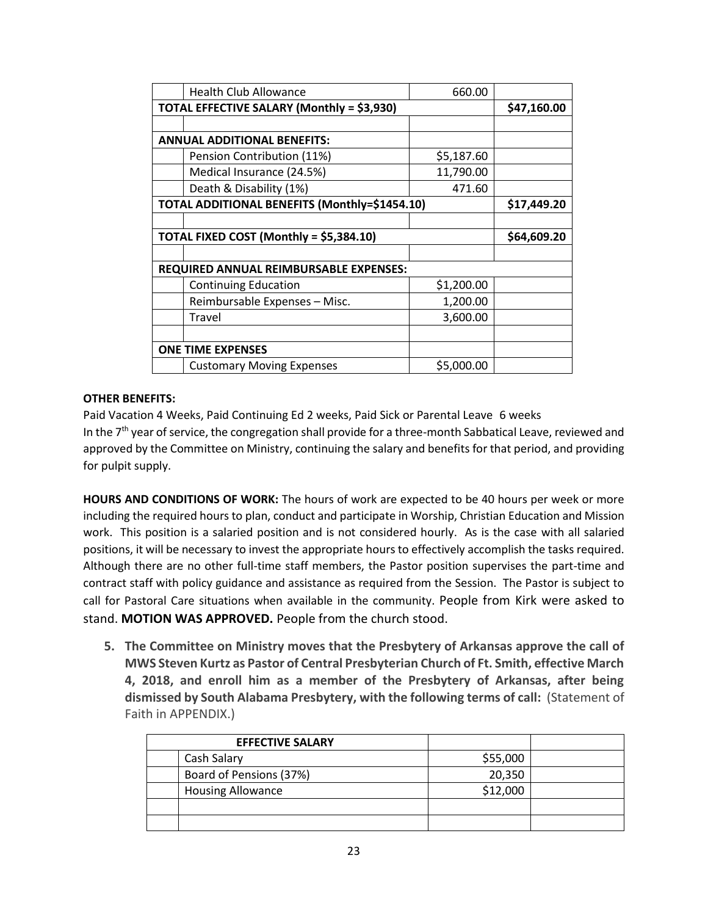| | | | |
|---|---|---|---|
| | Health Club Allowance | 660.00 | |
| **TOTAL EFFECTIVE SALARY (Monthly = $3,930)** | | | **$47,160.00** |
| | | | |
| **ANNUAL ADDITIONAL BENEFITS:** | | | |
| | Pension Contribution (11%) | $5,187.60 | |
| | Medical Insurance (24.5%) | 11,790.00 | |
| | Death & Disability (1%) | 471.60 | |
| **TOTAL ADDITIONAL BENEFITS (Monthly=$1454.10)** | | | **$17,449.20** |
| | | | |
| **TOTAL FIXED COST (Monthly = $5,384.10)** | | | **$64,609.20** |
| | | | |
| **REQUIRED ANNUAL REIMBURSABLE EXPENSES:** | | | |
| | Continuing Education | $1,200.00 | |
| | Reimbursable Expenses – Misc. | 1,200.00 | |
| | Travel | 3,600.00 | |
| | | | |
| **ONE TIME EXPENSES** | | | |
| | Customary Moving Expenses | $5,000.00 | |

**OTHER BENEFITS:**

Paid Vacation 4 Weeks, Paid Continuing Ed 2 weeks, Paid Sick or Parental Leave 6 weeks

In the 7th year of service, the congregation shall provide for a three-month Sabbatical Leave, reviewed and approved by the Committee on Ministry, continuing the salary and benefits for that period, and providing for pulpit supply.

**HOURS AND CONDITIONS OF WORK:** The hours of work are expected to be 40 hours per week or more including the required hours to plan, conduct and participate in Worship, Christian Education and Mission work. This position is a salaried position and is not considered hourly. As is the case with all salaried positions, it will be necessary to invest the appropriate hours to effectively accomplish the tasks required. Although there are no other full-time staff members, the Pastor position supervises the part-time and contract staff with policy guidance and assistance as required from the Session. The Pastor is subject to call for Pastoral Care situations when available in the community. People from Kirk were asked to stand. **MOTION WAS APPROVED.** People from the church stood.

5. **The Committee on Ministry moves that the Presbytery of Arkansas approve the call of MWS Steven Kurtz as Pastor of Central Presbyterian Church of Ft. Smith, effective March 4, 2018, and enroll him as a member of the Presbytery of Arkansas, after being dismissed by South Alabama Presbytery, with the following terms of call:** (Statement of Faith in APPENDIX.)

| **EFFECTIVE SALARY** | | | |
|---|---|---|---|
| | Cash Salary | $55,000 | |
| | Board of Pensions (37%) | 20,350 | |
| | Housing Allowance | $12,000 | |
| | | | |
| | | | |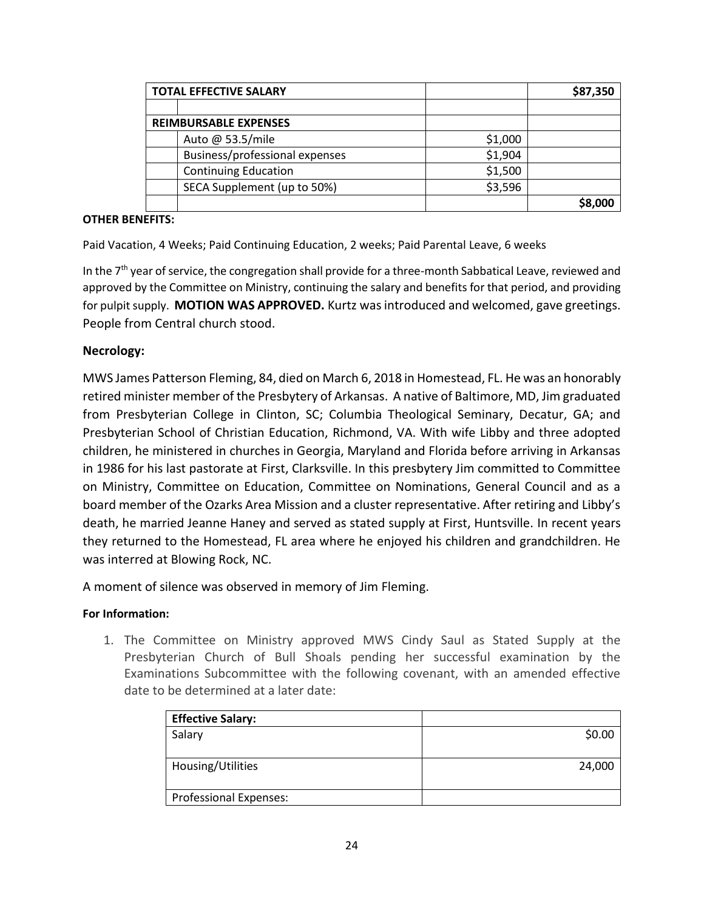| TOTAL EFFECTIVE SALARY | | | $87,350 |
|---|---|---|---|
| | | | |
| REIMBURSABLE EXPENSES | | | |
| | Auto @ 53.5/mile | $1,000 | |
| | Business/professional expenses | $1,904 | |
| | Continuing Education | $1,500 | |
| | SECA Supplement (up to 50%) | $3,596 | |
| | | | $8,000 |

**OTHER BENEFITS:**

Paid Vacation, 4 Weeks; Paid Continuing Education, 2 weeks; Paid Parental Leave, 6 weeks

In the 7th year of service, the congregation shall provide for a three-month Sabbatical Leave, reviewed and approved by the Committee on Ministry, continuing the salary and benefits for that period, and providing for pulpit supply. **MOTION WAS APPROVED.** Kurtz was introduced and welcomed, gave greetings. People from Central church stood.

### Necrology:

MWS James Patterson Fleming, 84, died on March 6, 2018 in Homestead, FL. He was an honorably retired minister member of the Presbytery of Arkansas. A native of Baltimore, MD, Jim graduated from Presbyterian College in Clinton, SC; Columbia Theological Seminary, Decatur, GA; and Presbyterian School of Christian Education, Richmond, VA. With wife Libby and three adopted children, he ministered in churches in Georgia, Maryland and Florida before arriving in Arkansas in 1986 for his last pastorate at First, Clarksville. In this presbytery Jim committed to Committee on Ministry, Committee on Education, Committee on Nominations, General Council and as a board member of the Ozarks Area Mission and a cluster representative. After retiring and Libby's death, he married Jeanne Haney and served as stated supply at First, Huntsville. In recent years they returned to the Homestead, FL area where he enjoyed his children and grandchildren. He was interred at Blowing Rock, NC.

A moment of silence was observed in memory of Jim Fleming.

**For Information:**

1. The Committee on Ministry approved MWS Cindy Saul as Stated Supply at the Presbyterian Church of Bull Shoals pending her successful examination by the Examinations Subcommittee with the following covenant, with an amended effective date to be determined at a later date:

| Effective Salary: | |
|---|---|
| Salary | $0.00 |
| Housing/Utilities | 24,000 |
| Professional Expenses: | |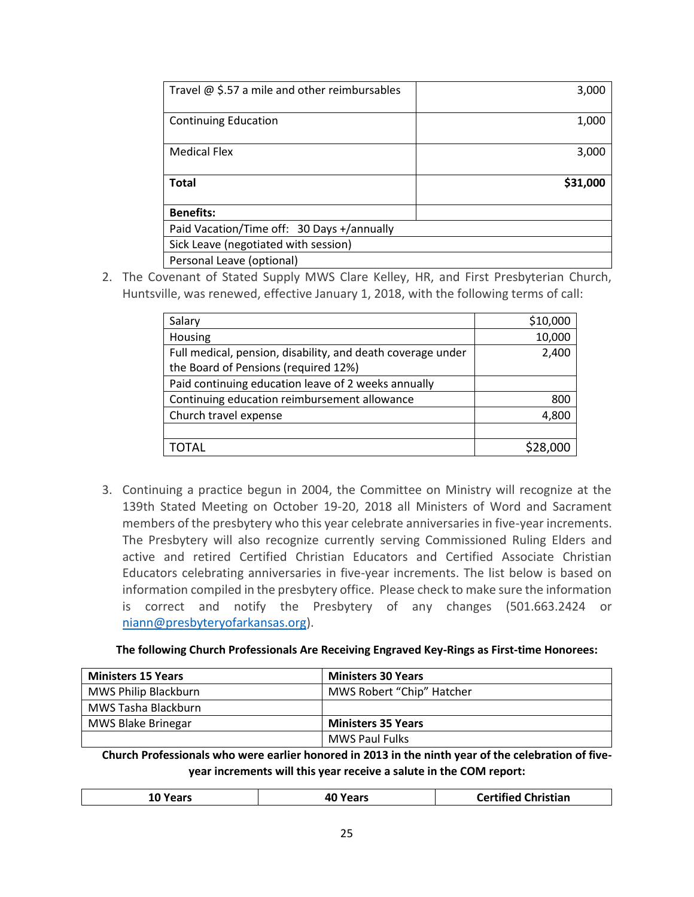| Travel @ $.57 a mile and other reimbursables | 3,000 |
|---|---|
| Continuing Education | 1,000 |
| Medical Flex | 3,000 |
| **Total** | **$31,000** |
| **Benefits:** | |
| Paid Vacation/Time off: 30 Days +/annually | |
| Sick Leave (negotiated with session) | |
| Personal Leave (optional) | |

2. The Covenant of Stated Supply MWS Clare Kelley, HR, and First Presbyterian Church, Huntsville, was renewed, effective January 1, 2018, with the following terms of call:

| Salary | $10,000 |
|---|---|
| Housing | 10,000 |
| Full medical, pension, disability, and death coverage under the Board of Pensions (required 12%) | 2,400 |
| Paid continuing education leave of 2 weeks annually | |
| Continuing education reimbursement allowance | 800 |
| Church travel expense | 4,800 |
| | |
| TOTAL | $28,000 |

3. Continuing a practice begun in 2004, the Committee on Ministry will recognize at the 139th Stated Meeting on October 19-20, 2018 all Ministers of Word and Sacrament members of the presbytery who this year celebrate anniversaries in five-year increments. The Presbytery will also recognize currently serving Commissioned Ruling Elders and active and retired Certified Christian Educators and Certified Associate Christian Educators celebrating anniversaries in five-year increments. The list below is based on information compiled in the presbytery office. Please check to make sure the information is correct and notify the Presbytery of any changes (501.663.2424 or niann@presbyteryofarkansas.org).

**The following Church Professionals Are Receiving Engraved Key-Rings as First-time Honorees:**

| **Ministers 15 Years** | **Ministers 30 Years** |
|---|---|
| MWS Philip Blackburn | MWS Robert "Chip" Hatcher |
| MWS Tasha Blackburn | |
| MWS Blake Brinegar | **Ministers 35 Years** |
| | MWS Paul Fulks |

**Church Professionals who were earlier honored in 2013 in the ninth year of the celebration of five-year increments will this year receive a salute in the COM report:**

| **10 Years** | **40 Years** | **Certified Christian** |
|---|---|---|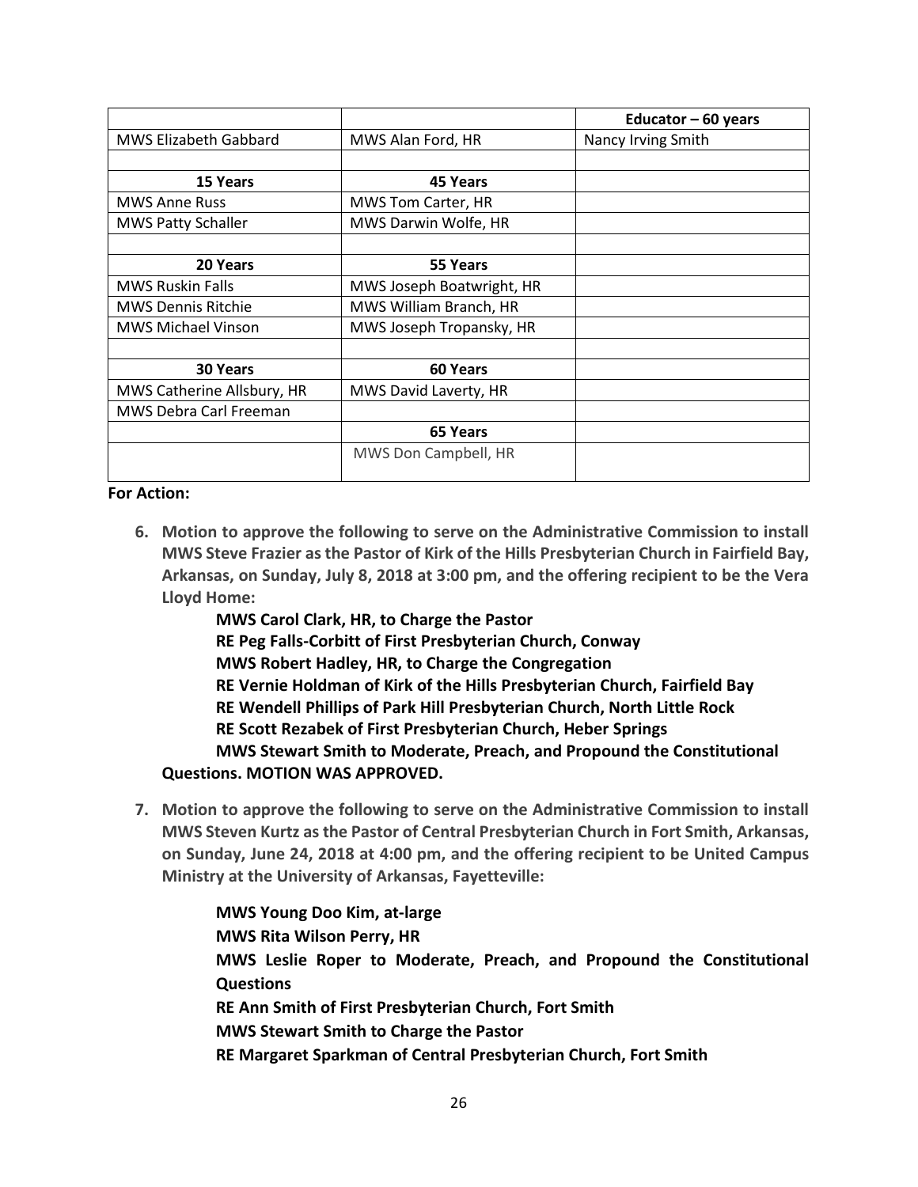| | | **Educator – 60 years** |
|---|---|---|
| MWS Elizabeth Gabbard | MWS Alan Ford, HR | Nancy Irving Smith |
| | | |
| **15 Years** | **45 Years** | |
| MWS Anne Russ | MWS Tom Carter, HR | |
| MWS Patty Schaller | MWS Darwin Wolfe, HR | |
| | | |
| **20 Years** | **55 Years** | |
| MWS Ruskin Falls | MWS Joseph Boatwright, HR | |
| MWS Dennis Ritchie | MWS William Branch, HR | |
| MWS Michael Vinson | MWS Joseph Tropansky, HR | |
| | | |
| **30 Years** | **60 Years** | |
| MWS Catherine Allsbury, HR | MWS David Laverty, HR | |
| MWS Debra Carl Freeman | | |
| | **65 Years** | |
| | MWS Don Campbell, HR | |

**For Action:**

6. **Motion to approve the following to serve on the Administrative Commission to install MWS Steve Frazier as the Pastor of Kirk of the Hills Presbyterian Church in Fairfield Bay, Arkansas, on Sunday, July 8, 2018 at 3:00 pm, and the offering recipient to be the Vera Lloyd Home:**

   **MWS Carol Clark, HR, to Charge the Pastor**
   **RE Peg Falls-Corbitt of First Presbyterian Church, Conway**
   **MWS Robert Hadley, HR, to Charge the Congregation**
   **RE Vernie Holdman of Kirk of the Hills Presbyterian Church, Fairfield Bay**
   **RE Wendell Phillips of Park Hill Presbyterian Church, North Little Rock**
   **RE Scott Rezabek of First Presbyterian Church, Heber Springs**
   **MWS Stewart Smith to Moderate, Preach, and Propound the Constitutional Questions. MOTION WAS APPROVED.**

7. **Motion to approve the following to serve on the Administrative Commission to install MWS Steven Kurtz as the Pastor of Central Presbyterian Church in Fort Smith, Arkansas, on Sunday, June 24, 2018 at 4:00 pm, and the offering recipient to be United Campus Ministry at the University of Arkansas, Fayetteville:**

   **MWS Young Doo Kim, at-large**
   **MWS Rita Wilson Perry, HR**
   **MWS Leslie Roper to Moderate, Preach, and Propound the Constitutional Questions**
   **RE Ann Smith of First Presbyterian Church, Fort Smith**
   **MWS Stewart Smith to Charge the Pastor**
   **RE Margaret Sparkman of Central Presbyterian Church, Fort Smith**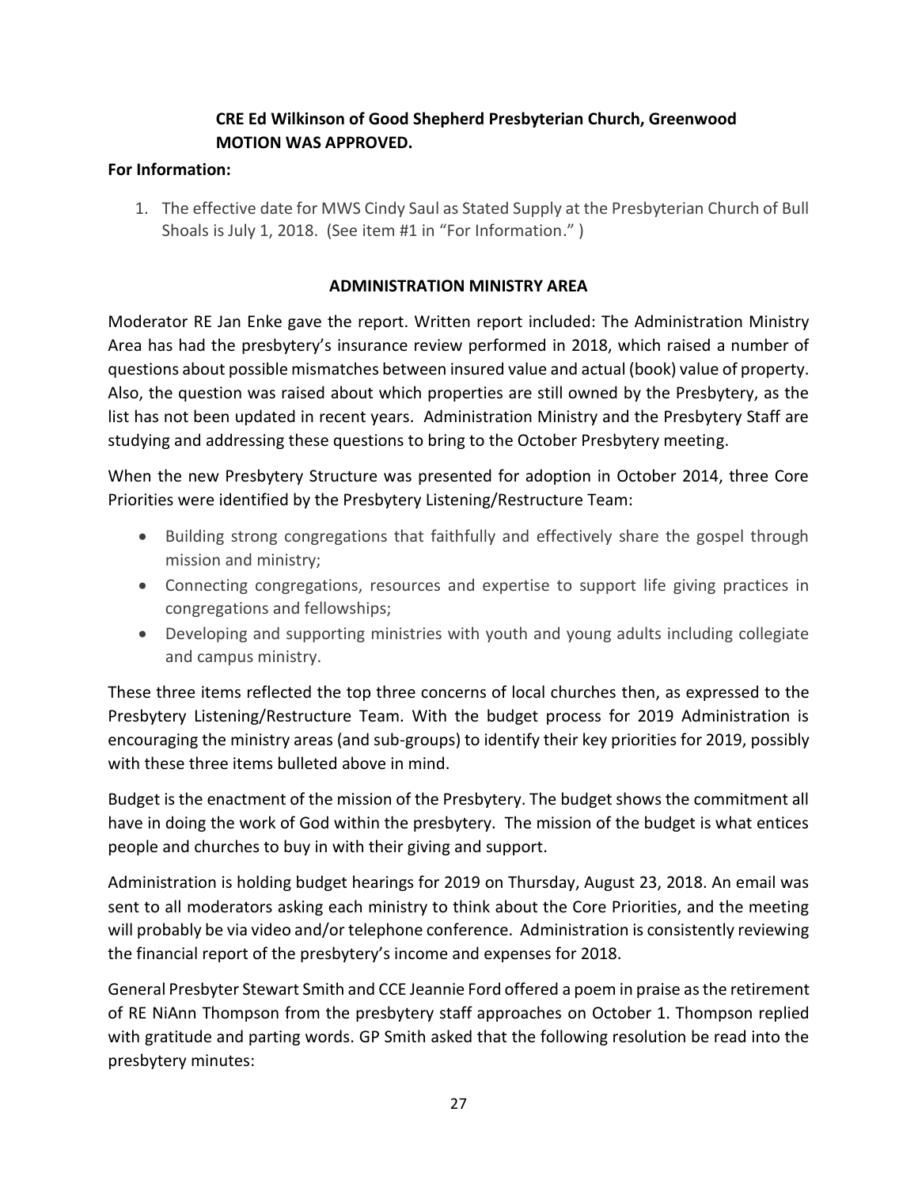**CRE Ed Wilkinson of Good Shepherd Presbyterian Church, Greenwood**
**MOTION WAS APPROVED.**

**For Information:**

1. The effective date for MWS Cindy Saul as Stated Supply at the Presbyterian Church of Bull Shoals is July 1, 2018. (See item #1 in "For Information." )

**ADMINISTRATION MINISTRY AREA**

Moderator RE Jan Enke gave the report. Written report included: The Administration Ministry Area has had the presbytery's insurance review performed in 2018, which raised a number of questions about possible mismatches between insured value and actual (book) value of property. Also, the question was raised about which properties are still owned by the Presbytery, as the list has not been updated in recent years. Administration Ministry and the Presbytery Staff are studying and addressing these questions to bring to the October Presbytery meeting.

When the new Presbytery Structure was presented for adoption in October 2014, three Core Priorities were identified by the Presbytery Listening/Restructure Team:

- Building strong congregations that faithfully and effectively share the gospel through mission and ministry;
- Connecting congregations, resources and expertise to support life giving practices in congregations and fellowships;
- Developing and supporting ministries with youth and young adults including collegiate and campus ministry.

These three items reflected the top three concerns of local churches then, as expressed to the Presbytery Listening/Restructure Team. With the budget process for 2019 Administration is encouraging the ministry areas (and sub-groups) to identify their key priorities for 2019, possibly with these three items bulleted above in mind.

Budget is the enactment of the mission of the Presbytery. The budget shows the commitment all have in doing the work of God within the presbytery. The mission of the budget is what entices people and churches to buy in with their giving and support.

Administration is holding budget hearings for 2019 on Thursday, August 23, 2018. An email was sent to all moderators asking each ministry to think about the Core Priorities, and the meeting will probably be via video and/or telephone conference. Administration is consistently reviewing the financial report of the presbytery's income and expenses for 2018.

General Presbyter Stewart Smith and CCE Jeannie Ford offered a poem in praise as the retirement of RE NiAnn Thompson from the presbytery staff approaches on October 1. Thompson replied with gratitude and parting words. GP Smith asked that the following resolution be read into the presbytery minutes: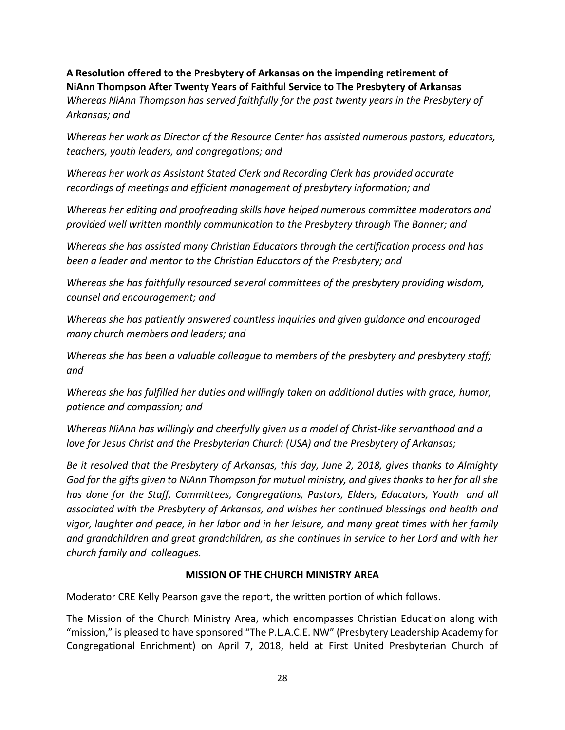**A Resolution offered to the Presbytery of Arkansas on the impending retirement of NiAnn Thompson After Twenty Years of Faithful Service to The Presbytery of Arkansas**

*Whereas NiAnn Thompson has served faithfully for the past twenty years in the Presbytery of Arkansas; and*

*Whereas her work as Director of the Resource Center has assisted numerous pastors, educators, teachers, youth leaders, and congregations; and*

*Whereas her work as Assistant Stated Clerk and Recording Clerk has provided accurate recordings of meetings and efficient management of presbytery information; and*

*Whereas her editing and proofreading skills have helped numerous committee moderators and provided well written monthly communication to the Presbytery through The Banner; and*

*Whereas she has assisted many Christian Educators through the certification process and has been a leader and mentor to the Christian Educators of the Presbytery; and*

*Whereas she has faithfully resourced several committees of the presbytery providing wisdom, counsel and encouragement; and*

*Whereas she has patiently answered countless inquiries and given guidance and encouraged many church members and leaders; and*

*Whereas she has been a valuable colleague to members of the presbytery and presbytery staff; and*

*Whereas she has fulfilled her duties and willingly taken on additional duties with grace, humor, patience and compassion; and*

*Whereas NiAnn has willingly and cheerfully given us a model of Christ-like servanthood and a love for Jesus Christ and the Presbyterian Church (USA) and the Presbytery of Arkansas;*

*Be it resolved that the Presbytery of Arkansas, this day, June 2, 2018, gives thanks to Almighty God for the gifts given to NiAnn Thompson for mutual ministry, and gives thanks to her for all she has done for the Staff, Committees, Congregations, Pastors, Elders, Educators, Youth and all associated with the Presbytery of Arkansas, and wishes her continued blessings and health and vigor, laughter and peace, in her labor and in her leisure, and many great times with her family and grandchildren and great grandchildren, as she continues in service to her Lord and with her church family and colleagues.*

## MISSION OF THE CHURCH MINISTRY AREA

Moderator CRE Kelly Pearson gave the report, the written portion of which follows.

The Mission of the Church Ministry Area, which encompasses Christian Education along with "mission," is pleased to have sponsored "The P.L.A.C.E. NW" (Presbytery Leadership Academy for Congregational Enrichment) on April 7, 2018, held at First United Presbyterian Church of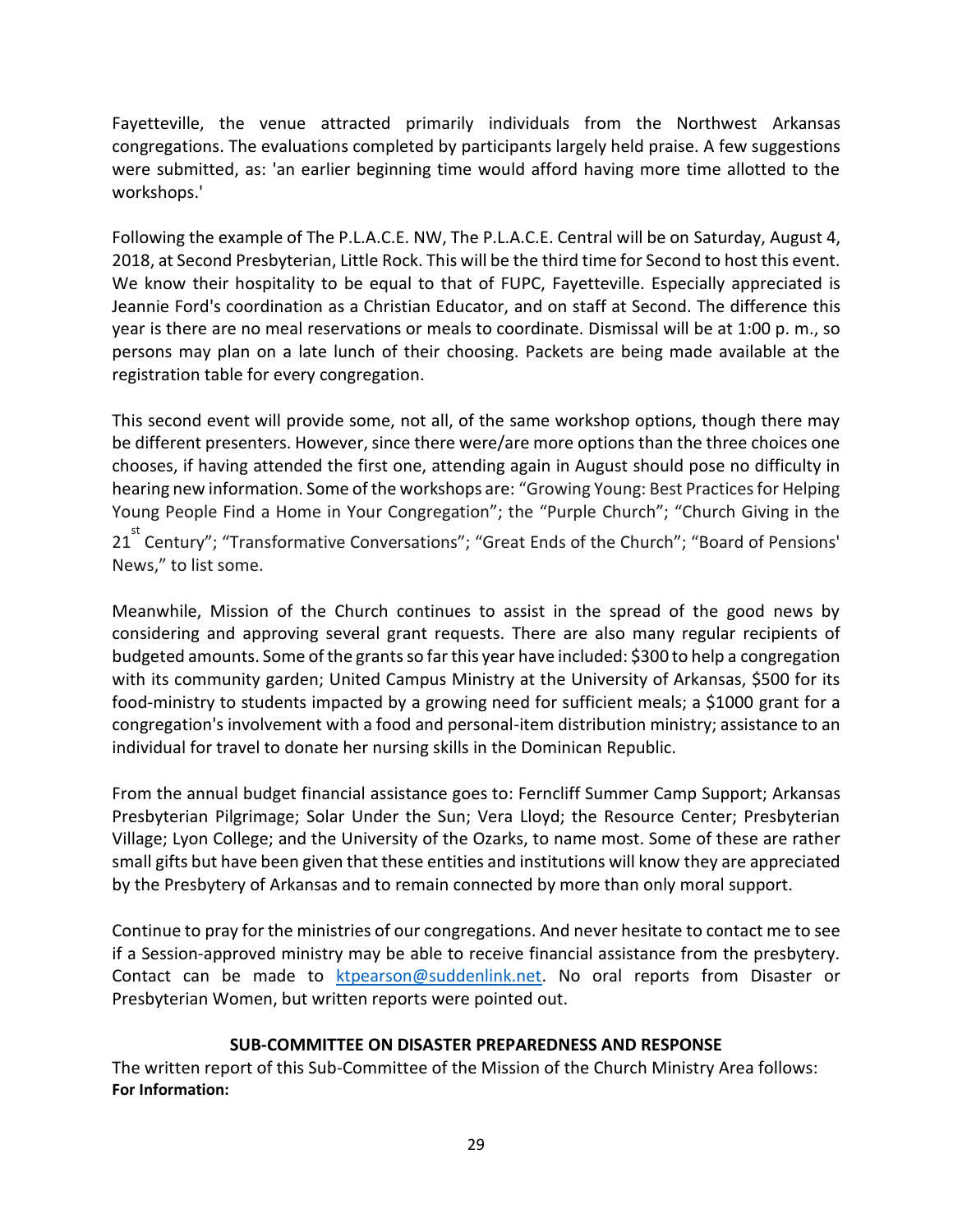Fayetteville, the venue attracted primarily individuals from the Northwest Arkansas congregations. The evaluations completed by participants largely held praise. A few suggestions were submitted, as: 'an earlier beginning time would afford having more time allotted to the workshops.'

Following the example of The P.L.A.C.E. NW, The P.L.A.C.E. Central will be on Saturday, August 4, 2018, at Second Presbyterian, Little Rock. This will be the third time for Second to host this event. We know their hospitality to be equal to that of FUPC, Fayetteville. Especially appreciated is Jeannie Ford's coordination as a Christian Educator, and on staff at Second. The difference this year is there are no meal reservations or meals to coordinate. Dismissal will be at 1:00 p. m., so persons may plan on a late lunch of their choosing. Packets are being made available at the registration table for every congregation.

This second event will provide some, not all, of the same workshop options, though there may be different presenters. However, since there were/are more options than the three choices one chooses, if having attended the first one, attending again in August should pose no difficulty in hearing new information. Some of the workshops are: "Growing Young: Best Practices for Helping Young People Find a Home in Your Congregation"; the "Purple Church"; "Church Giving in the 21st Century"; "Transformative Conversations"; "Great Ends of the Church"; "Board of Pensions' News," to list some.

Meanwhile, Mission of the Church continues to assist in the spread of the good news by considering and approving several grant requests. There are also many regular recipients of budgeted amounts. Some of the grants so far this year have included: $300 to help a congregation with its community garden; United Campus Ministry at the University of Arkansas, $500 for its food-ministry to students impacted by a growing need for sufficient meals; a $1000 grant for a congregation's involvement with a food and personal-item distribution ministry; assistance to an individual for travel to donate her nursing skills in the Dominican Republic.

From the annual budget financial assistance goes to: Ferncliff Summer Camp Support; Arkansas Presbyterian Pilgrimage; Solar Under the Sun; Vera Lloyd; the Resource Center; Presbyterian Village; Lyon College; and the University of the Ozarks, to name most. Some of these are rather small gifts but have been given that these entities and institutions will know they are appreciated by the Presbytery of Arkansas and to remain connected by more than only moral support.

Continue to pray for the ministries of our congregations. And never hesitate to contact me to see if a Session-approved ministry may be able to receive financial assistance from the presbytery. Contact can be made to ktpearson@suddenlink.net. No oral reports from Disaster or Presbyterian Women, but written reports were pointed out.

## SUB-COMMITTEE ON DISASTER PREPAREDNESS AND RESPONSE

The written report of this Sub-Committee of the Mission of the Church Ministry Area follows:

**For Information:**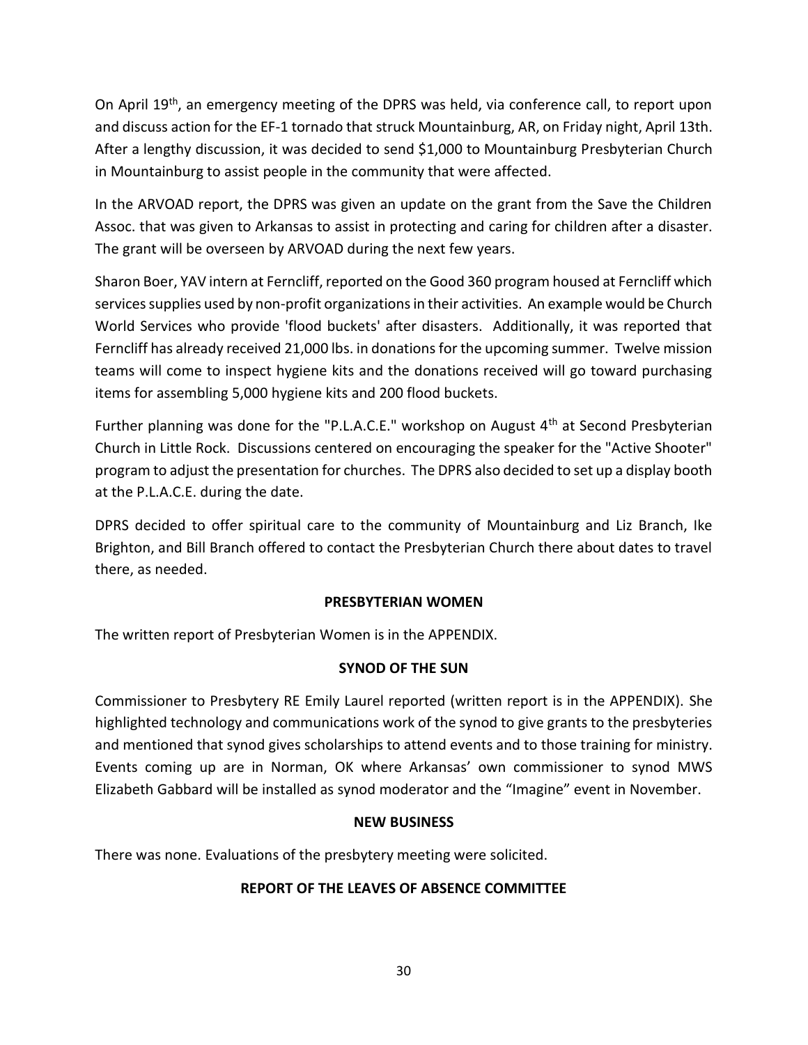On April 19th, an emergency meeting of the DPRS was held, via conference call, to report upon and discuss action for the EF-1 tornado that struck Mountainburg, AR, on Friday night, April 13th. After a lengthy discussion, it was decided to send $1,000 to Mountainburg Presbyterian Church in Mountainburg to assist people in the community that were affected.

In the ARVOAD report, the DPRS was given an update on the grant from the Save the Children Assoc. that was given to Arkansas to assist in protecting and caring for children after a disaster. The grant will be overseen by ARVOAD during the next few years.

Sharon Boer, YAV intern at Ferncliff, reported on the Good 360 program housed at Ferncliff which services supplies used by non-profit organizations in their activities. An example would be Church World Services who provide 'flood buckets' after disasters. Additionally, it was reported that Ferncliff has already received 21,000 lbs. in donations for the upcoming summer. Twelve mission teams will come to inspect hygiene kits and the donations received will go toward purchasing items for assembling 5,000 hygiene kits and 200 flood buckets.

Further planning was done for the "P.L.A.C.E." workshop on August 4th at Second Presbyterian Church in Little Rock. Discussions centered on encouraging the speaker for the "Active Shooter" program to adjust the presentation for churches. The DPRS also decided to set up a display booth at the P.L.A.C.E. during the date.

DPRS decided to offer spiritual care to the community of Mountainburg and Liz Branch, Ike Brighton, and Bill Branch offered to contact the Presbyterian Church there about dates to travel there, as needed.

**PRESBYTERIAN WOMEN**

The written report of Presbyterian Women is in the APPENDIX.

**SYNOD OF THE SUN**

Commissioner to Presbytery RE Emily Laurel reported (written report is in the APPENDIX). She highlighted technology and communications work of the synod to give grants to the presbyteries and mentioned that synod gives scholarships to attend events and to those training for ministry. Events coming up are in Norman, OK where Arkansas' own commissioner to synod MWS Elizabeth Gabbard will be installed as synod moderator and the "Imagine" event in November.

**NEW BUSINESS**

There was none. Evaluations of the presbytery meeting were solicited.

**REPORT OF THE LEAVES OF ABSENCE COMMITTEE**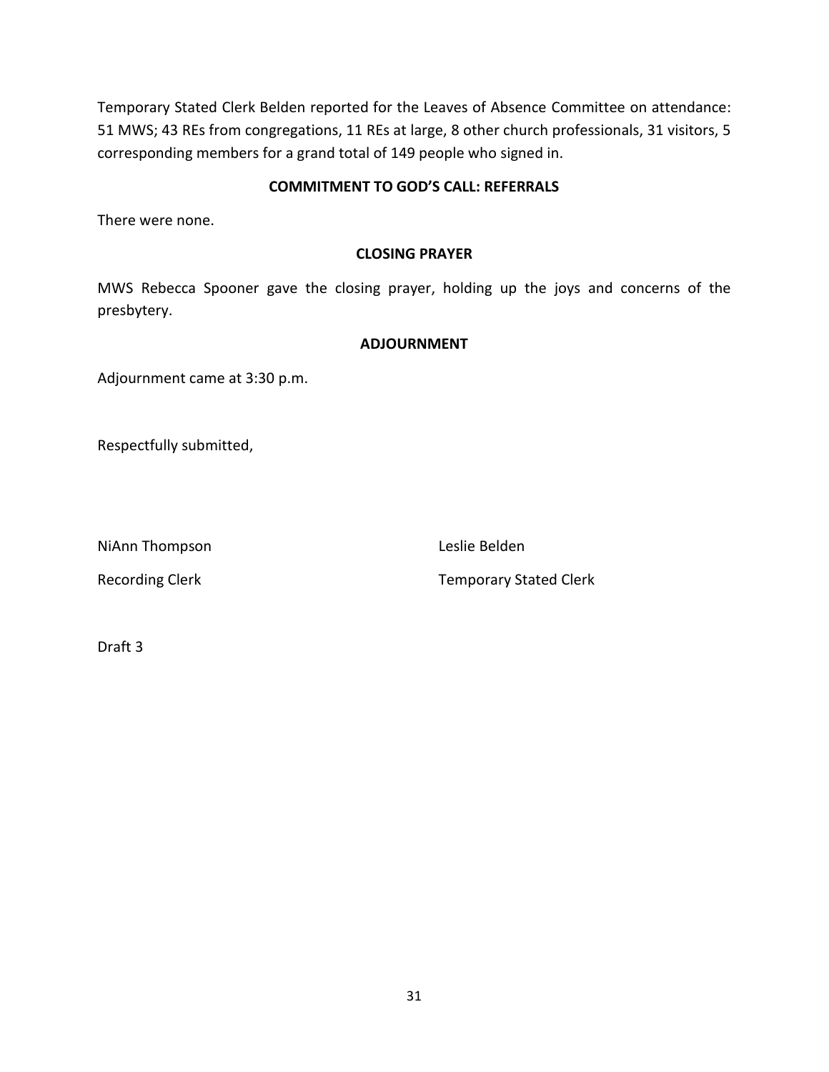Temporary Stated Clerk Belden reported for the Leaves of Absence Committee on attendance: 51 MWS; 43 REs from congregations, 11 REs at large, 8 other church professionals, 31 visitors, 5 corresponding members for a grand total of 149 people who signed in.

**COMMITMENT TO GOD'S CALL: REFERRALS**

There were none.

**CLOSING PRAYER**

MWS Rebecca Spooner gave the closing prayer, holding up the joys and concerns of the presbytery.

**ADJOURNMENT**

Adjournment came at 3:30 p.m.

Respectfully submitted,

NiAnn Thompson
Recording Clerk

Leslie Belden
Temporary Stated Clerk

Draft 3